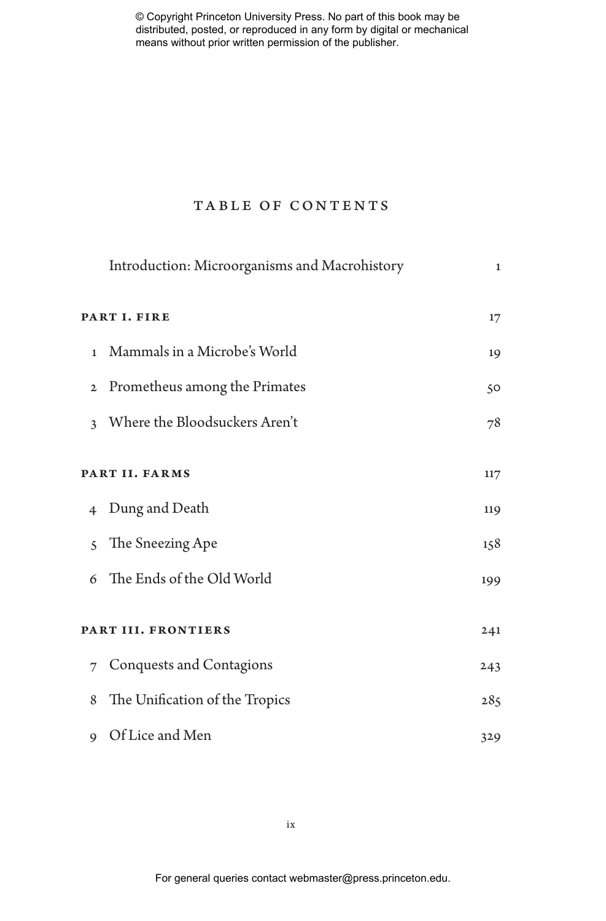© Copyright Princeton University Press. No part of this book may be distributed, posted, or reproduced in any form by digital or mechanical means without prior written permission of the publisher.

# TABLE OF CONTENTS

| | | |
|---|---|---|
| | Introduction: Microorganisms and Macrohistory | 1 |
| **PART I. FIRE** | | 17 |
| 1 | Mammals in a Microbe's World | 19 |
| 2 | Prometheus among the Primates | 50 |
| 3 | Where the Bloodsuckers Aren't | 78 |
| **PART II. FARMS** | | 117 |
| 4 | Dung and Death | 119 |
| 5 | The Sneezing Ape | 158 |
| 6 | The Ends of the Old World | 199 |
| **PART III. FRONTIERS** | | 241 |
| 7 | Conquests and Contagions | 243 |
| 8 | The Unification of the Tropics | 285 |
| 9 | Of Lice and Men | 329 |

For general queries contact webmaster@press.princeton.edu.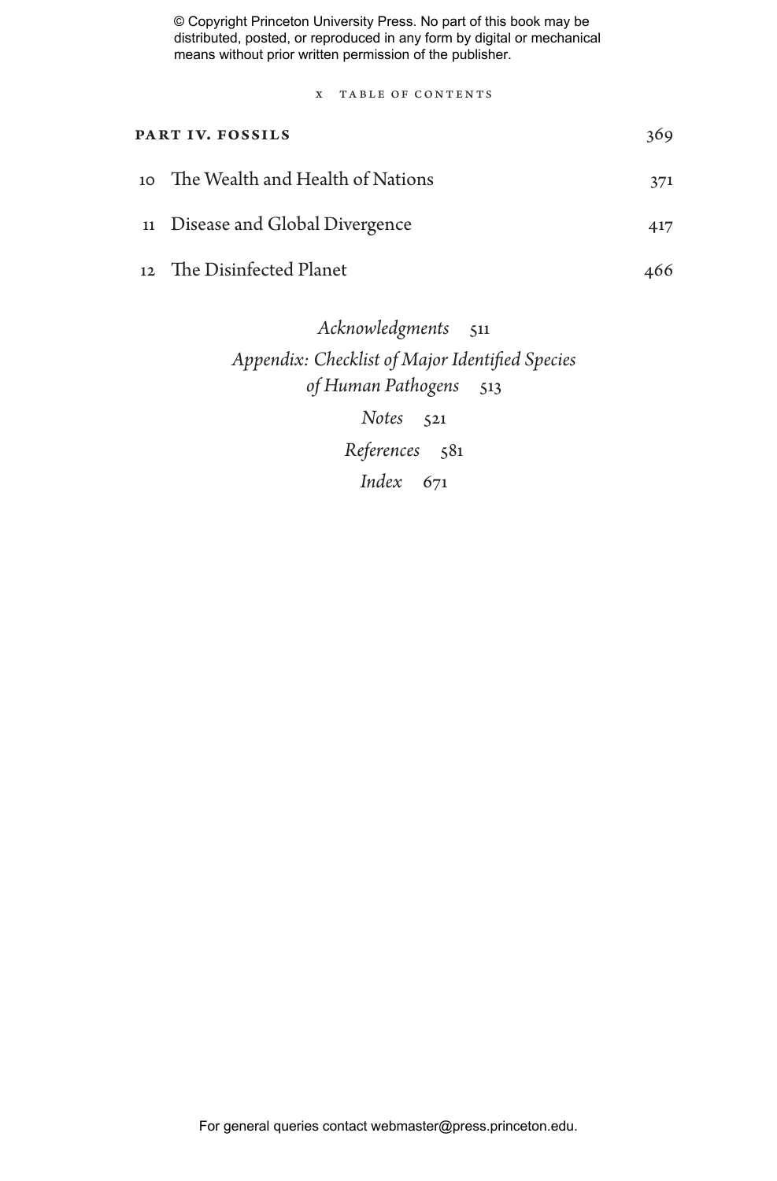**PART IV. FOSSILS** 369

10 The Wealth and Health of Nations 371

11 Disease and Global Divergence 417

12 The Disinfected Planet 466

*Acknowledgments* 511

*Appendix: Checklist of Major Identified Species of Human Pathogens* 513

*Notes* 521

*References* 581

*Index* 671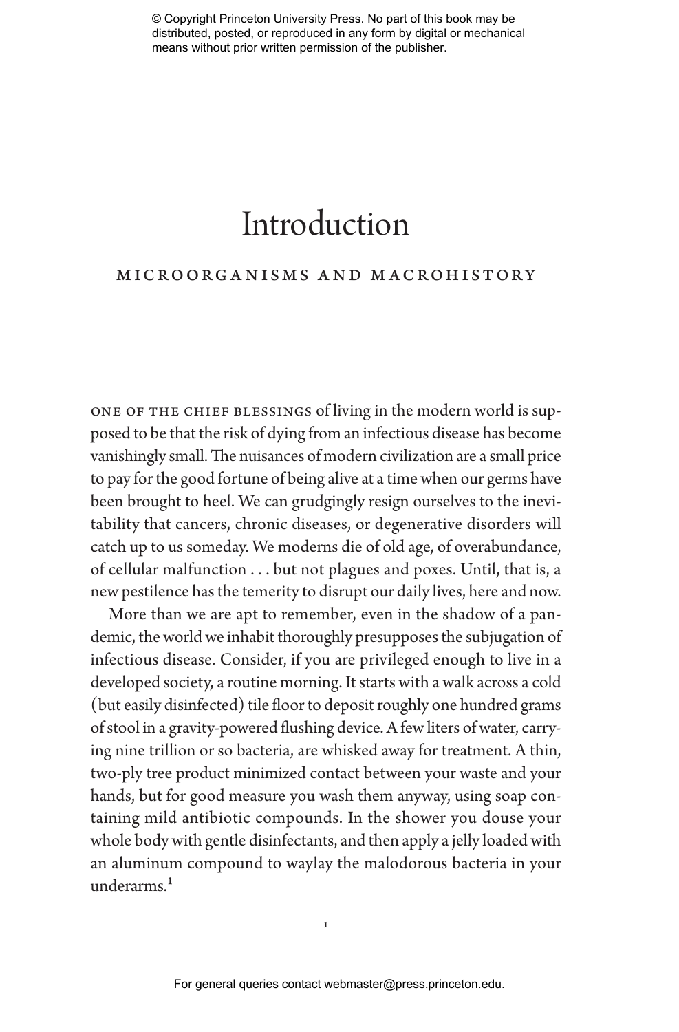# Introduction

## MICROORGANISMS AND MACROHISTORY

ONE OF THE CHIEF BLESSINGS of living in the modern world is supposed to be that the risk of dying from an infectious disease has become vanishingly small. The nuisances of modern civilization are a small price to pay for the good fortune of being alive at a time when our germs have been brought to heel. We can grudgingly resign ourselves to the inevitability that cancers, chronic diseases, or degenerative disorders will catch up to us someday. We moderns die of old age, of overabundance, of cellular malfunction . . . but not plagues and poxes. Until, that is, a new pestilence has the temerity to disrupt our daily lives, here and now.

More than we are apt to remember, even in the shadow of a pandemic, the world we inhabit thoroughly presupposes the subjugation of infectious disease. Consider, if you are privileged enough to live in a developed society, a routine morning. It starts with a walk across a cold (but easily disinfected) tile floor to deposit roughly one hundred grams of stool in a gravity-powered flushing device. A few liters of water, carrying nine trillion or so bacteria, are whisked away for treatment. A thin, two-ply tree product minimized contact between your waste and your hands, but for good measure you wash them anyway, using soap containing mild antibiotic compounds. In the shower you douse your whole body with gentle disinfectants, and then apply a jelly loaded with an aluminum compound to waylay the malodorous bacteria in your underarms.[1]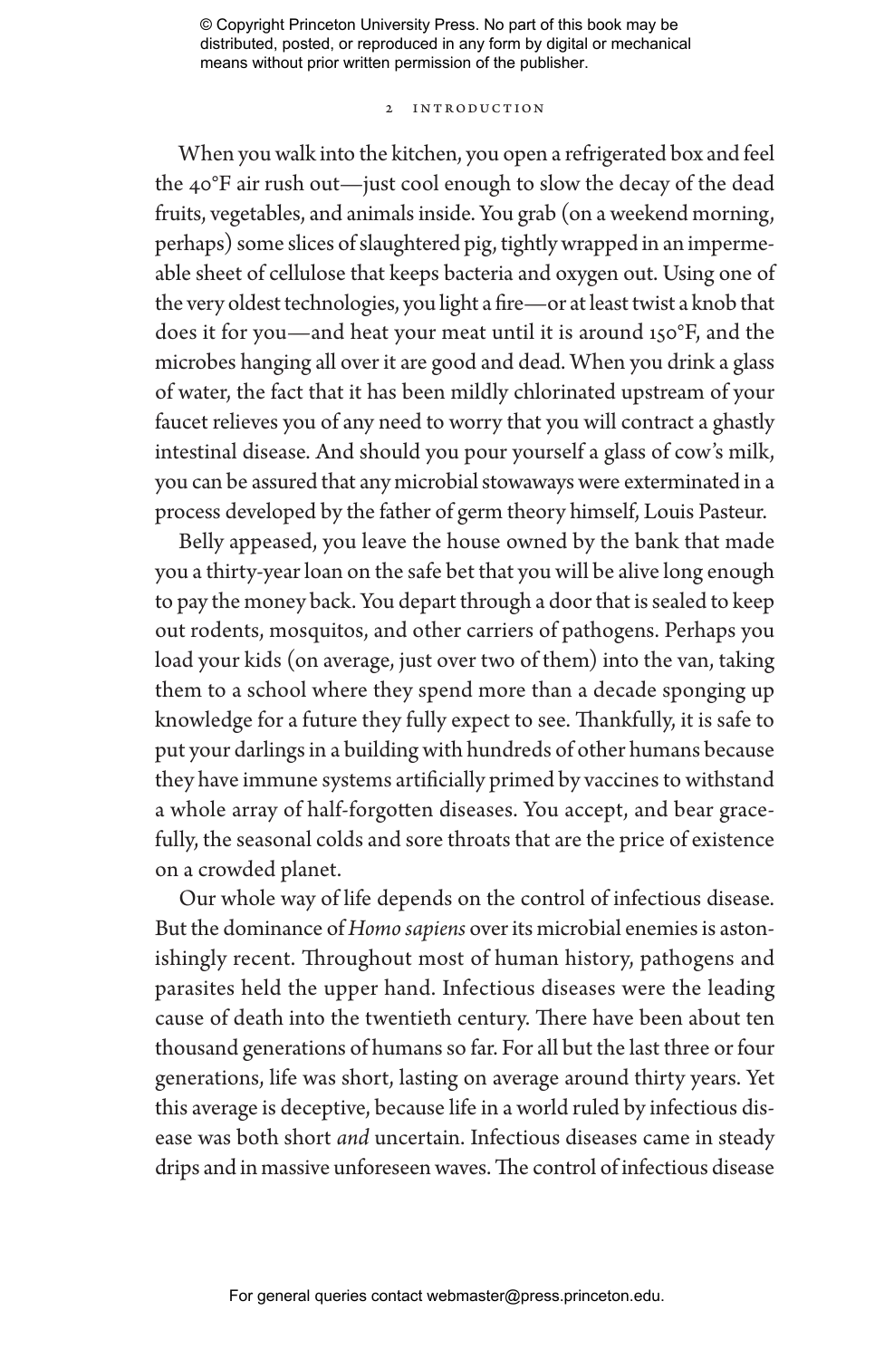When you walk into the kitchen, you open a refrigerated box and feel the 40°F air rush out—just cool enough to slow the decay of the dead fruits, vegetables, and animals inside. You grab (on a weekend morning, perhaps) some slices of slaughtered pig, tightly wrapped in an impermeable sheet of cellulose that keeps bacteria and oxygen out. Using one of the very oldest technologies, you light a fire—or at least twist a knob that does it for you—and heat your meat until it is around 150°F, and the microbes hanging all over it are good and dead. When you drink a glass of water, the fact that it has been mildly chlorinated upstream of your faucet relieves you of any need to worry that you will contract a ghastly intestinal disease. And should you pour yourself a glass of cow's milk, you can be assured that any microbial stowaways were exterminated in a process developed by the father of germ theory himself, Louis Pasteur.

Belly appeased, you leave the house owned by the bank that made you a thirty-year loan on the safe bet that you will be alive long enough to pay the money back. You depart through a door that is sealed to keep out rodents, mosquitos, and other carriers of pathogens. Perhaps you load your kids (on average, just over two of them) into the van, taking them to a school where they spend more than a decade sponging up knowledge for a future they fully expect to see. Thankfully, it is safe to put your darlings in a building with hundreds of other humans because they have immune systems artificially primed by vaccines to withstand a whole array of half-forgotten diseases. You accept, and bear gracefully, the seasonal colds and sore throats that are the price of existence on a crowded planet.

Our whole way of life depends on the control of infectious disease. But the dominance of *Homo sapiens* over its microbial enemies is astonishingly recent. Throughout most of human history, pathogens and parasites held the upper hand. Infectious diseases were the leading cause of death into the twentieth century. There have been about ten thousand generations of humans so far. For all but the last three or four generations, life was short, lasting on average around thirty years. Yet this average is deceptive, because life in a world ruled by infectious disease was both short *and* uncertain. Infectious diseases came in steady drips and in massive unforeseen waves. The control of infectious disease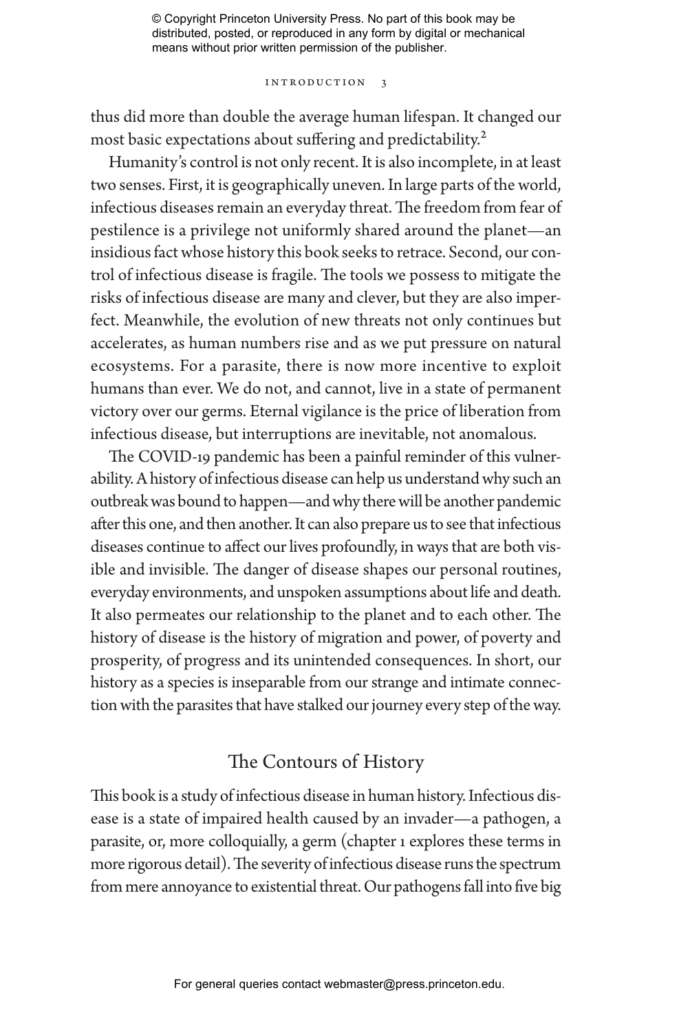thus did more than double the average human lifespan. It changed our most basic expectations about suffering and predictability.[2]

Humanity's control is not only recent. It is also incomplete, in at least two senses. First, it is geographically uneven. In large parts of the world, infectious diseases remain an everyday threat. The freedom from fear of pestilence is a privilege not uniformly shared around the planet—an insidious fact whose history this book seeks to retrace. Second, our control of infectious disease is fragile. The tools we possess to mitigate the risks of infectious disease are many and clever, but they are also imperfect. Meanwhile, the evolution of new threats not only continues but accelerates, as human numbers rise and as we put pressure on natural ecosystems. For a parasite, there is now more incentive to exploit humans than ever. We do not, and cannot, live in a state of permanent victory over our germs. Eternal vigilance is the price of liberation from infectious disease, but interruptions are inevitable, not anomalous.

The COVID-19 pandemic has been a painful reminder of this vulnerability. A history of infectious disease can help us understand why such an outbreak was bound to happen—and why there will be another pandemic after this one, and then another. It can also prepare us to see that infectious diseases continue to affect our lives profoundly, in ways that are both visible and invisible. The danger of disease shapes our personal routines, everyday environments, and unspoken assumptions about life and death. It also permeates our relationship to the planet and to each other. The history of disease is the history of migration and power, of poverty and prosperity, of progress and its unintended consequences. In short, our history as a species is inseparable from our strange and intimate connection with the parasites that have stalked our journey every step of the way.

## The Contours of History

This book is a study of infectious disease in human history. Infectious disease is a state of impaired health caused by an invader—a pathogen, a parasite, or, more colloquially, a germ (chapter 1 explores these terms in more rigorous detail). The severity of infectious disease runs the spectrum from mere annoyance to existential threat. Our pathogens fall into five big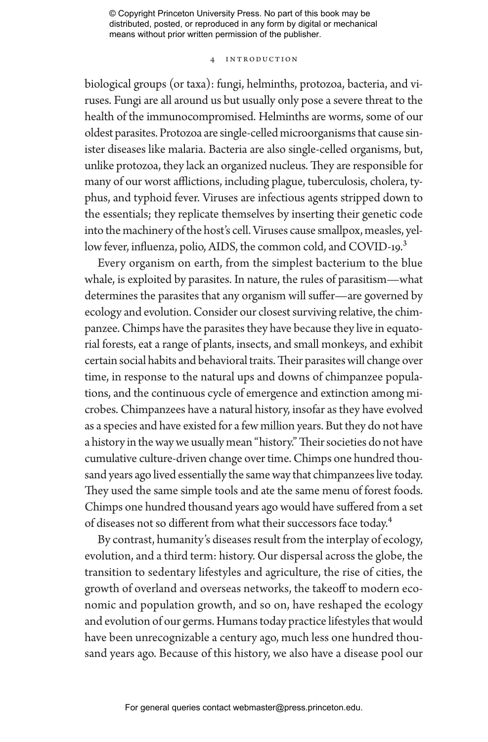biological groups (or taxa): fungi, helminths, protozoa, bacteria, and viruses. Fungi are all around us but usually only pose a severe threat to the health of the immunocompromised. Helminths are worms, some of our oldest parasites. Protozoa are single-celled microorganisms that cause sinister diseases like malaria. Bacteria are also single-celled organisms, but, unlike protozoa, they lack an organized nucleus. They are responsible for many of our worst afflictions, including plague, tuberculosis, cholera, typhus, and typhoid fever. Viruses are infectious agents stripped down to the essentials; they replicate themselves by inserting their genetic code into the machinery of the host's cell. Viruses cause smallpox, measles, yellow fever, influenza, polio, AIDS, the common cold, and COVID-19.[3]

Every organism on earth, from the simplest bacterium to the blue whale, is exploited by parasites. In nature, the rules of parasitism—what determines the parasites that any organism will suffer—are governed by ecology and evolution. Consider our closest surviving relative, the chimpanzee. Chimps have the parasites they have because they live in equatorial forests, eat a range of plants, insects, and small monkeys, and exhibit certain social habits and behavioral traits. Their parasites will change over time, in response to the natural ups and downs of chimpanzee populations, and the continuous cycle of emergence and extinction among microbes. Chimpanzees have a natural history, insofar as they have evolved as a species and have existed for a few million years. But they do not have a history in the way we usually mean "history." Their societies do not have cumulative culture-driven change over time. Chimps one hundred thousand years ago lived essentially the same way that chimpanzees live today. They used the same simple tools and ate the same menu of forest foods. Chimps one hundred thousand years ago would have suffered from a set of diseases not so different from what their successors face today.[4]

By contrast, humanity's diseases result from the interplay of ecology, evolution, and a third term: history. Our dispersal across the globe, the transition to sedentary lifestyles and agriculture, the rise of cities, the growth of overland and overseas networks, the takeoff to modern economic and population growth, and so on, have reshaped the ecology and evolution of our germs. Humans today practice lifestyles that would have been unrecognizable a century ago, much less one hundred thousand years ago. Because of this history, we also have a disease pool our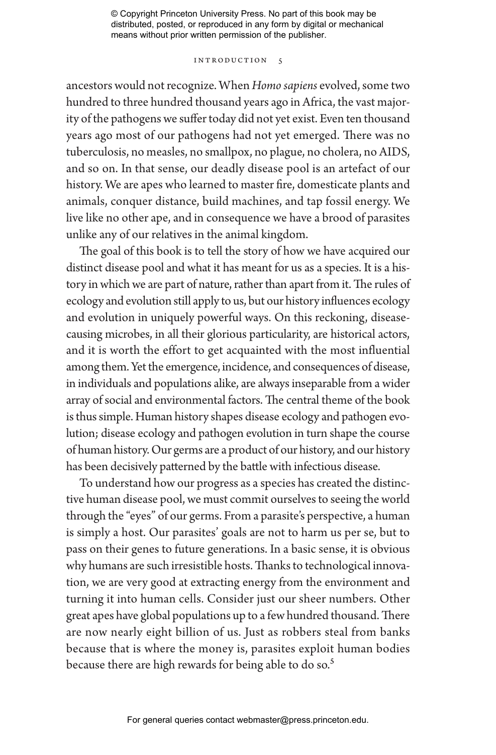ancestors would not recognize. When *Homo sapiens* evolved, some two hundred to three hundred thousand years ago in Africa, the vast majority of the pathogens we suffer today did not yet exist. Even ten thousand years ago most of our pathogens had not yet emerged. There was no tuberculosis, no measles, no smallpox, no plague, no cholera, no AIDS, and so on. In that sense, our deadly disease pool is an artefact of our history. We are apes who learned to master fire, domesticate plants and animals, conquer distance, build machines, and tap fossil energy. We live like no other ape, and in consequence we have a brood of parasites unlike any of our relatives in the animal kingdom.

The goal of this book is to tell the story of how we have acquired our distinct disease pool and what it has meant for us as a species. It is a history in which we are part of nature, rather than apart from it. The rules of ecology and evolution still apply to us, but our history influences ecology and evolution in uniquely powerful ways. On this reckoning, disease-causing microbes, in all their glorious particularity, are historical actors, and it is worth the effort to get acquainted with the most influential among them. Yet the emergence, incidence, and consequences of disease, in individuals and populations alike, are always inseparable from a wider array of social and environmental factors. The central theme of the book is thus simple. Human history shapes disease ecology and pathogen evolution; disease ecology and pathogen evolution in turn shape the course of human history. Our germs are a product of our history, and our history has been decisively patterned by the battle with infectious disease.

To understand how our progress as a species has created the distinctive human disease pool, we must commit ourselves to seeing the world through the "eyes" of our germs. From a parasite's perspective, a human is simply a host. Our parasites' goals are not to harm us per se, but to pass on their genes to future generations. In a basic sense, it is obvious why humans are such irresistible hosts. Thanks to technological innovation, we are very good at extracting energy from the environment and turning it into human cells. Consider just our sheer numbers. Other great apes have global populations up to a few hundred thousand. There are now nearly eight billion of us. Just as robbers steal from banks because that is where the money is, parasites exploit human bodies because there are high rewards for being able to do so.[5]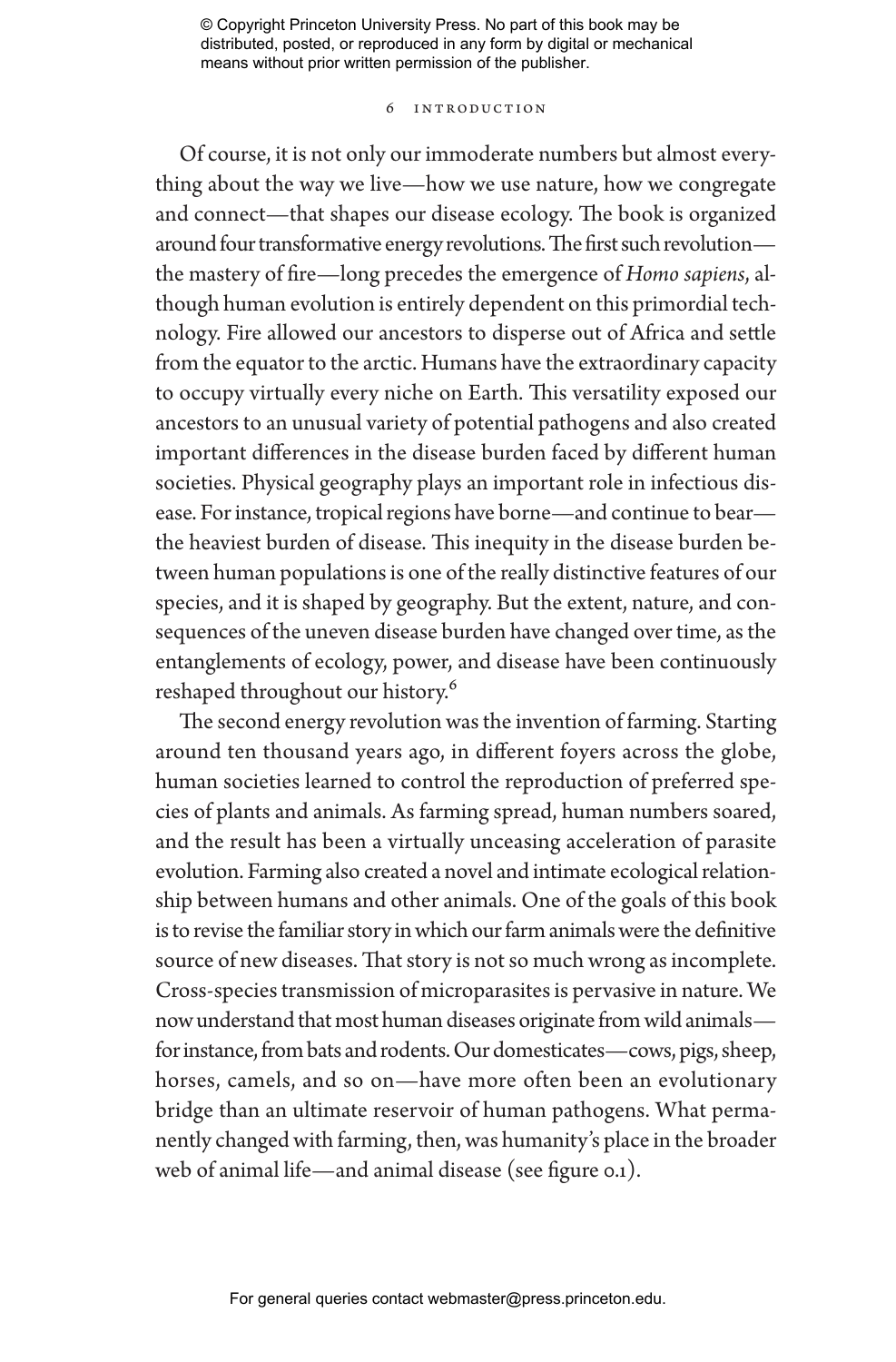Of course, it is not only our immoderate numbers but almost everything about the way we live—how we use nature, how we congregate and connect—that shapes our disease ecology. The book is organized around four transformative energy revolutions. The first such revolution—the mastery of fire—long precedes the emergence of *Homo sapiens*, although human evolution is entirely dependent on this primordial technology. Fire allowed our ancestors to disperse out of Africa and settle from the equator to the arctic. Humans have the extraordinary capacity to occupy virtually every niche on Earth. This versatility exposed our ancestors to an unusual variety of potential pathogens and also created important differences in the disease burden faced by different human societies. Physical geography plays an important role in infectious disease. For instance, tropical regions have borne—and continue to bear—the heaviest burden of disease. This inequity in the disease burden between human populations is one of the really distinctive features of our species, and it is shaped by geography. But the extent, nature, and consequences of the uneven disease burden have changed over time, as the entanglements of ecology, power, and disease have been continuously reshaped throughout our history.[6]

The second energy revolution was the invention of farming. Starting around ten thousand years ago, in different foyers across the globe, human societies learned to control the reproduction of preferred species of plants and animals. As farming spread, human numbers soared, and the result has been a virtually unceasing acceleration of parasite evolution. Farming also created a novel and intimate ecological relationship between humans and other animals. One of the goals of this book is to revise the familiar story in which our farm animals were the definitive source of new diseases. That story is not so much wrong as incomplete. Cross-species transmission of microparasites is pervasive in nature. We now understand that most human diseases originate from wild animals—for instance, from bats and rodents. Our domesticates—cows, pigs, sheep, horses, camels, and so on—have more often been an evolutionary bridge than an ultimate reservoir of human pathogens. What permanently changed with farming, then, was humanity's place in the broader web of animal life—and animal disease (see figure 0.1).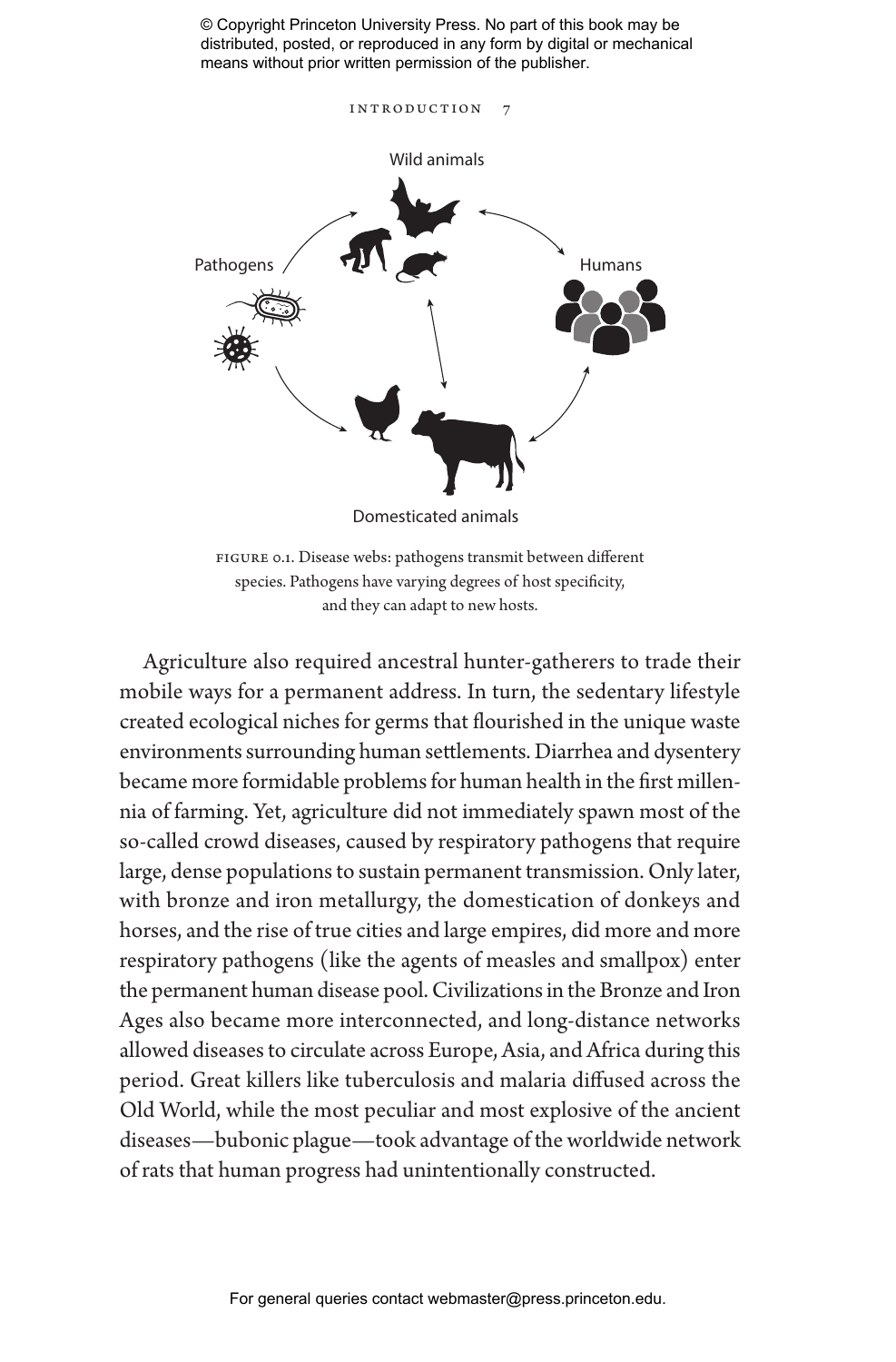FIGURE 0.1. Disease webs: pathogens transmit between different species. Pathogens have varying degrees of host specificity, and they can adapt to new hosts.

Agriculture also required ancestral hunter-gatherers to trade their mobile ways for a permanent address. In turn, the sedentary lifestyle created ecological niches for germs that flourished in the unique waste environments surrounding human settlements. Diarrhea and dysentery became more formidable problems for human health in the first millennia of farming. Yet, agriculture did not immediately spawn most of the so-called crowd diseases, caused by respiratory pathogens that require large, dense populations to sustain permanent transmission. Only later, with bronze and iron metallurgy, the domestication of donkeys and horses, and the rise of true cities and large empires, did more and more respiratory pathogens (like the agents of measles and smallpox) enter the permanent human disease pool. Civilizations in the Bronze and Iron Ages also became more interconnected, and long-distance networks allowed diseases to circulate across Europe, Asia, and Africa during this period. Great killers like tuberculosis and malaria diffused across the Old World, while the most peculiar and most explosive of the ancient diseases—bubonic plague—took advantage of the worldwide network of rats that human progress had unintentionally constructed.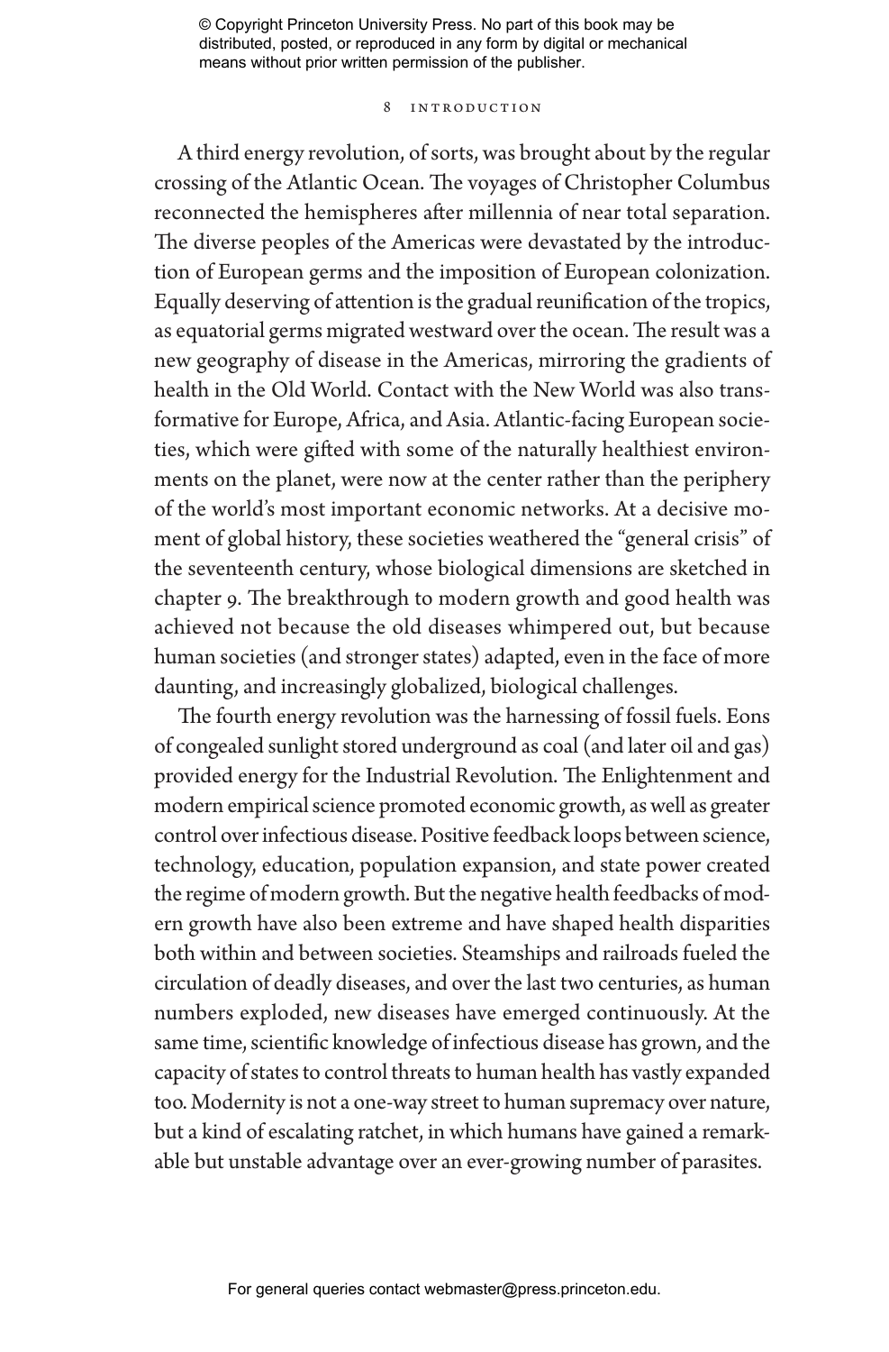A third energy revolution, of sorts, was brought about by the regular crossing of the Atlantic Ocean. The voyages of Christopher Columbus reconnected the hemispheres after millennia of near total separation. The diverse peoples of the Americas were devastated by the introduction of European germs and the imposition of European colonization. Equally deserving of attention is the gradual reunification of the tropics, as equatorial germs migrated westward over the ocean. The result was a new geography of disease in the Americas, mirroring the gradients of health in the Old World. Contact with the New World was also transformative for Europe, Africa, and Asia. Atlantic-facing European societies, which were gifted with some of the naturally healthiest environments on the planet, were now at the center rather than the periphery of the world's most important economic networks. At a decisive moment of global history, these societies weathered the "general crisis" of the seventeenth century, whose biological dimensions are sketched in chapter 9. The breakthrough to modern growth and good health was achieved not because the old diseases whimpered out, but because human societies (and stronger states) adapted, even in the face of more daunting, and increasingly globalized, biological challenges.

The fourth energy revolution was the harnessing of fossil fuels. Eons of congealed sunlight stored underground as coal (and later oil and gas) provided energy for the Industrial Revolution. The Enlightenment and modern empirical science promoted economic growth, as well as greater control over infectious disease. Positive feedback loops between science, technology, education, population expansion, and state power created the regime of modern growth. But the negative health feedbacks of modern growth have also been extreme and have shaped health disparities both within and between societies. Steamships and railroads fueled the circulation of deadly diseases, and over the last two centuries, as human numbers exploded, new diseases have emerged continuously. At the same time, scientific knowledge of infectious disease has grown, and the capacity of states to control threats to human health has vastly expanded too. Modernity is not a one-way street to human supremacy over nature, but a kind of escalating ratchet, in which humans have gained a remarkable but unstable advantage over an ever-growing number of parasites.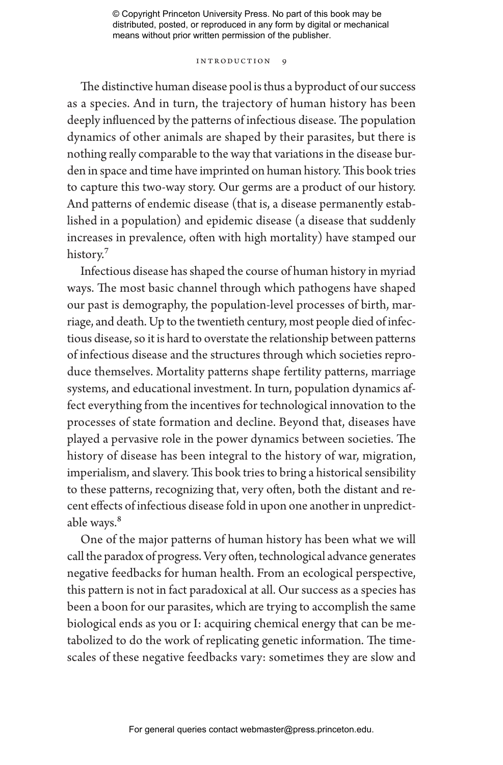The distinctive human disease pool is thus a byproduct of our success as a species. And in turn, the trajectory of human history has been deeply influenced by the patterns of infectious disease. The population dynamics of other animals are shaped by their parasites, but there is nothing really comparable to the way that variations in the disease burden in space and time have imprinted on human history. This book tries to capture this two-way story. Our germs are a product of our history. And patterns of endemic disease (that is, a disease permanently established in a population) and epidemic disease (a disease that suddenly increases in prevalence, often with high mortality) have stamped our history.[7]

Infectious disease has shaped the course of human history in myriad ways. The most basic channel through which pathogens have shaped our past is demography, the population-level processes of birth, marriage, and death. Up to the twentieth century, most people died of infectious disease, so it is hard to overstate the relationship between patterns of infectious disease and the structures through which societies reproduce themselves. Mortality patterns shape fertility patterns, marriage systems, and educational investment. In turn, population dynamics affect everything from the incentives for technological innovation to the processes of state formation and decline. Beyond that, diseases have played a pervasive role in the power dynamics between societies. The history of disease has been integral to the history of war, migration, imperialism, and slavery. This book tries to bring a historical sensibility to these patterns, recognizing that, very often, both the distant and recent effects of infectious disease fold in upon one another in unpredictable ways.[8]

One of the major patterns of human history has been what we will call the paradox of progress. Very often, technological advance generates negative feedbacks for human health. From an ecological perspective, this pattern is not in fact paradoxical at all. Our success as a species has been a boon for our parasites, which are trying to accomplish the same biological ends as you or I: acquiring chemical energy that can be metabolized to do the work of replicating genetic information. The timescales of these negative feedbacks vary: sometimes they are slow and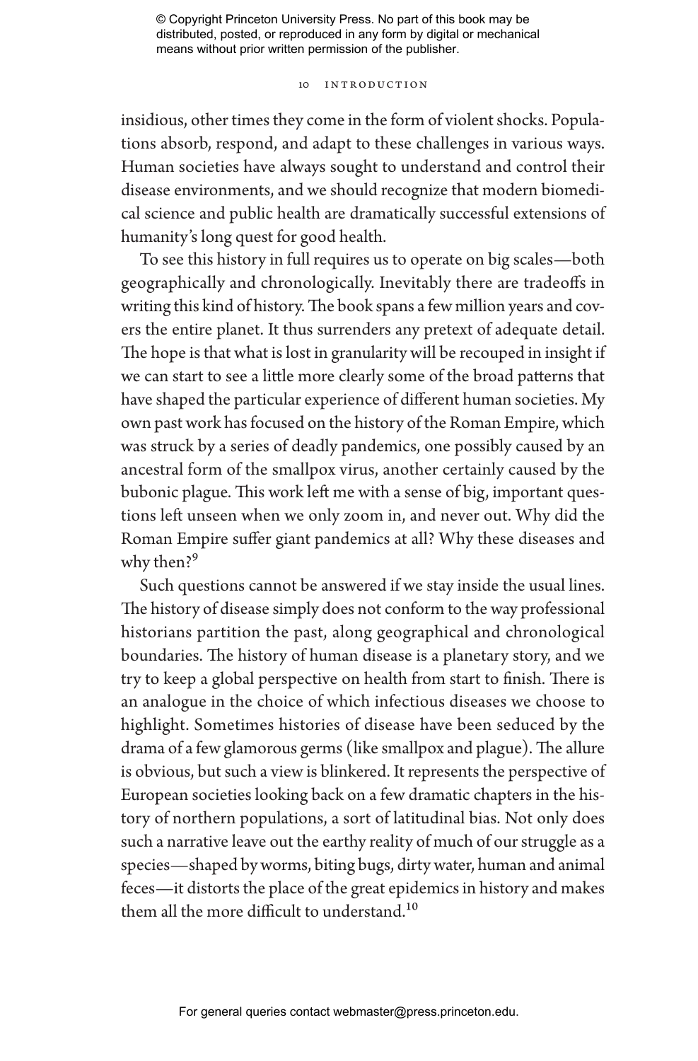insidious, other times they come in the form of violent shocks. Populations absorb, respond, and adapt to these challenges in various ways. Human societies have always sought to understand and control their disease environments, and we should recognize that modern biomedical science and public health are dramatically successful extensions of humanity's long quest for good health.

To see this history in full requires us to operate on big scales—both geographically and chronologically. Inevitably there are tradeoffs in writing this kind of history. The book spans a few million years and covers the entire planet. It thus surrenders any pretext of adequate detail. The hope is that what is lost in granularity will be recouped in insight if we can start to see a little more clearly some of the broad patterns that have shaped the particular experience of different human societies. My own past work has focused on the history of the Roman Empire, which was struck by a series of deadly pandemics, one possibly caused by an ancestral form of the smallpox virus, another certainly caused by the bubonic plague. This work left me with a sense of big, important questions left unseen when we only zoom in, and never out. Why did the Roman Empire suffer giant pandemics at all? Why these diseases and why then?[9]

Such questions cannot be answered if we stay inside the usual lines. The history of disease simply does not conform to the way professional historians partition the past, along geographical and chronological boundaries. The history of human disease is a planetary story, and we try to keep a global perspective on health from start to finish. There is an analogue in the choice of which infectious diseases we choose to highlight. Sometimes histories of disease have been seduced by the drama of a few glamorous germs (like smallpox and plague). The allure is obvious, but such a view is blinkered. It represents the perspective of European societies looking back on a few dramatic chapters in the history of northern populations, a sort of latitudinal bias. Not only does such a narrative leave out the earthy reality of much of our struggle as a species—shaped by worms, biting bugs, dirty water, human and animal feces—it distorts the place of the great epidemics in history and makes them all the more difficult to understand.[10]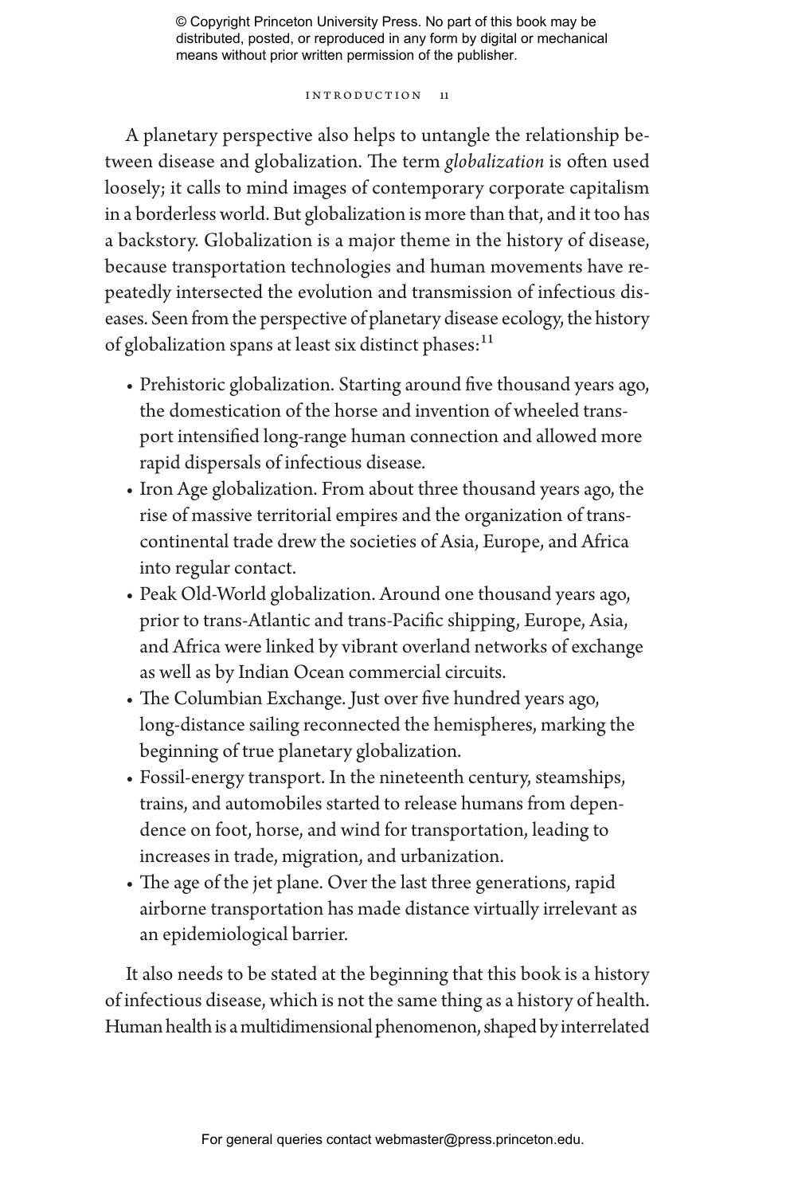A planetary perspective also helps to untangle the relationship between disease and globalization. The term *globalization* is often used loosely; it calls to mind images of contemporary corporate capitalism in a borderless world. But globalization is more than that, and it too has a backstory. Globalization is a major theme in the history of disease, because transportation technologies and human movements have repeatedly intersected the evolution and transmission of infectious diseases. Seen from the perspective of planetary disease ecology, the history of globalization spans at least six distinct phases:[11]

- Prehistoric globalization. Starting around five thousand years ago, the domestication of the horse and invention of wheeled transport intensified long-range human connection and allowed more rapid dispersals of infectious disease.
- Iron Age globalization. From about three thousand years ago, the rise of massive territorial empires and the organization of transcontinental trade drew the societies of Asia, Europe, and Africa into regular contact.
- Peak Old-World globalization. Around one thousand years ago, prior to trans-Atlantic and trans-Pacific shipping, Europe, Asia, and Africa were linked by vibrant overland networks of exchange as well as by Indian Ocean commercial circuits.
- The Columbian Exchange. Just over five hundred years ago, long-distance sailing reconnected the hemispheres, marking the beginning of true planetary globalization.
- Fossil-energy transport. In the nineteenth century, steamships, trains, and automobiles started to release humans from dependence on foot, horse, and wind for transportation, leading to increases in trade, migration, and urbanization.
- The age of the jet plane. Over the last three generations, rapid airborne transportation has made distance virtually irrelevant as an epidemiological barrier.

It also needs to be stated at the beginning that this book is a history of infectious disease, which is not the same thing as a history of health. Human health is a multidimensional phenomenon, shaped by interrelated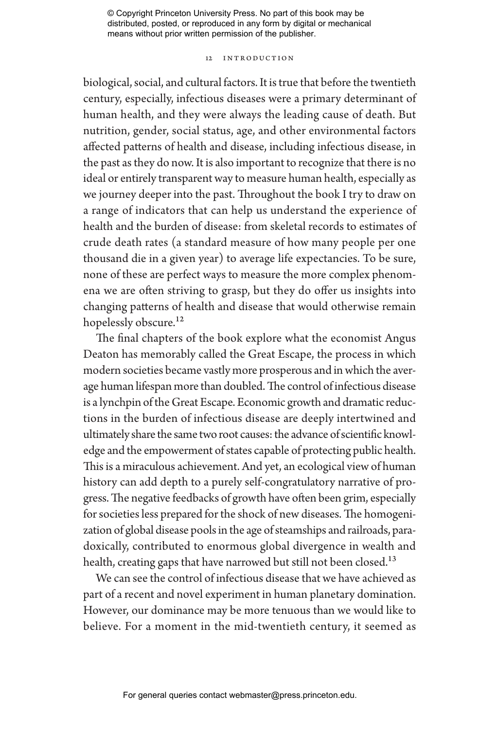biological, social, and cultural factors. It is true that before the twentieth century, especially, infectious diseases were a primary determinant of human health, and they were always the leading cause of death. But nutrition, gender, social status, age, and other environmental factors affected patterns of health and disease, including infectious disease, in the past as they do now. It is also important to recognize that there is no ideal or entirely transparent way to measure human health, especially as we journey deeper into the past. Throughout the book I try to draw on a range of indicators that can help us understand the experience of health and the burden of disease: from skeletal records to estimates of crude death rates (a standard measure of how many people per one thousand die in a given year) to average life expectancies. To be sure, none of these are perfect ways to measure the more complex phenomena we are often striving to grasp, but they do offer us insights into changing patterns of health and disease that would otherwise remain hopelessly obscure.[12]

The final chapters of the book explore what the economist Angus Deaton has memorably called the Great Escape, the process in which modern societies became vastly more prosperous and in which the average human lifespan more than doubled. The control of infectious disease is a lynchpin of the Great Escape. Economic growth and dramatic reductions in the burden of infectious disease are deeply intertwined and ultimately share the same two root causes: the advance of scientific knowledge and the empowerment of states capable of protecting public health. This is a miraculous achievement. And yet, an ecological view of human history can add depth to a purely self-congratulatory narrative of progress. The negative feedbacks of growth have often been grim, especially for societies less prepared for the shock of new diseases. The homogenization of global disease pools in the age of steamships and railroads, paradoxically, contributed to enormous global divergence in wealth and health, creating gaps that have narrowed but still not been closed.[13]

We can see the control of infectious disease that we have achieved as part of a recent and novel experiment in human planetary domination. However, our dominance may be more tenuous than we would like to believe. For a moment in the mid-twentieth century, it seemed as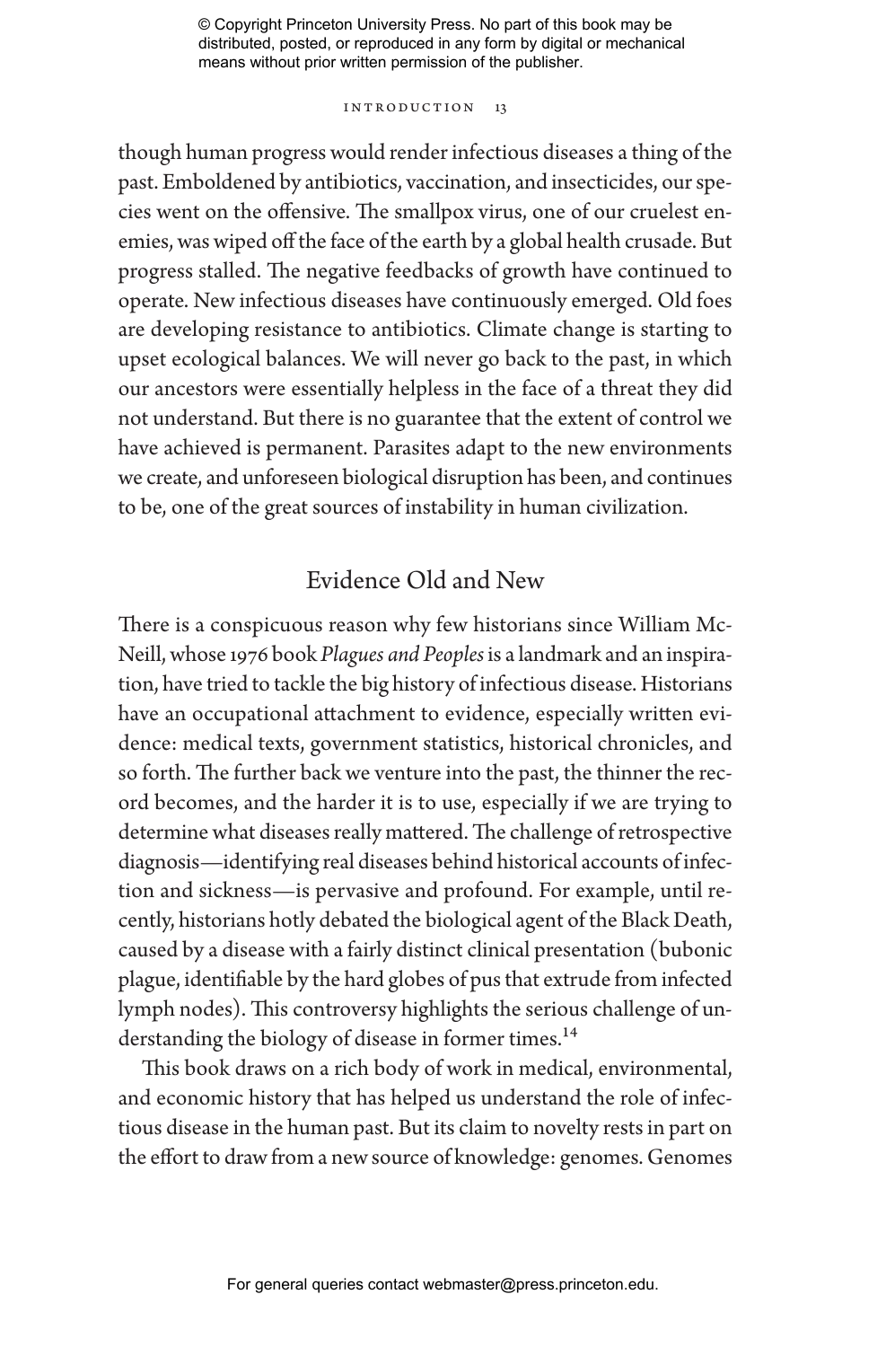though human progress would render infectious diseases a thing of the past. Emboldened by antibiotics, vaccination, and insecticides, our species went on the offensive. The smallpox virus, one of our cruelest enemies, was wiped off the face of the earth by a global health crusade. But progress stalled. The negative feedbacks of growth have continued to operate. New infectious diseases have continuously emerged. Old foes are developing resistance to antibiotics. Climate change is starting to upset ecological balances. We will never go back to the past, in which our ancestors were essentially helpless in the face of a threat they did not understand. But there is no guarantee that the extent of control we have achieved is permanent. Parasites adapt to the new environments we create, and unforeseen biological disruption has been, and continues to be, one of the great sources of instability in human civilization.

## Evidence Old and New

There is a conspicuous reason why few historians since William McNeill, whose 1976 book *Plagues and Peoples* is a landmark and an inspiration, have tried to tackle the big history of infectious disease. Historians have an occupational attachment to evidence, especially written evidence: medical texts, government statistics, historical chronicles, and so forth. The further back we venture into the past, the thinner the record becomes, and the harder it is to use, especially if we are trying to determine what diseases really mattered. The challenge of retrospective diagnosis—identifying real diseases behind historical accounts of infection and sickness—is pervasive and profound. For example, until recently, historians hotly debated the biological agent of the Black Death, caused by a disease with a fairly distinct clinical presentation (bubonic plague, identifiable by the hard globes of pus that extrude from infected lymph nodes). This controversy highlights the serious challenge of understanding the biology of disease in former times.[14]

This book draws on a rich body of work in medical, environmental, and economic history that has helped us understand the role of infectious disease in the human past. But its claim to novelty rests in part on the effort to draw from a new source of knowledge: genomes. Genomes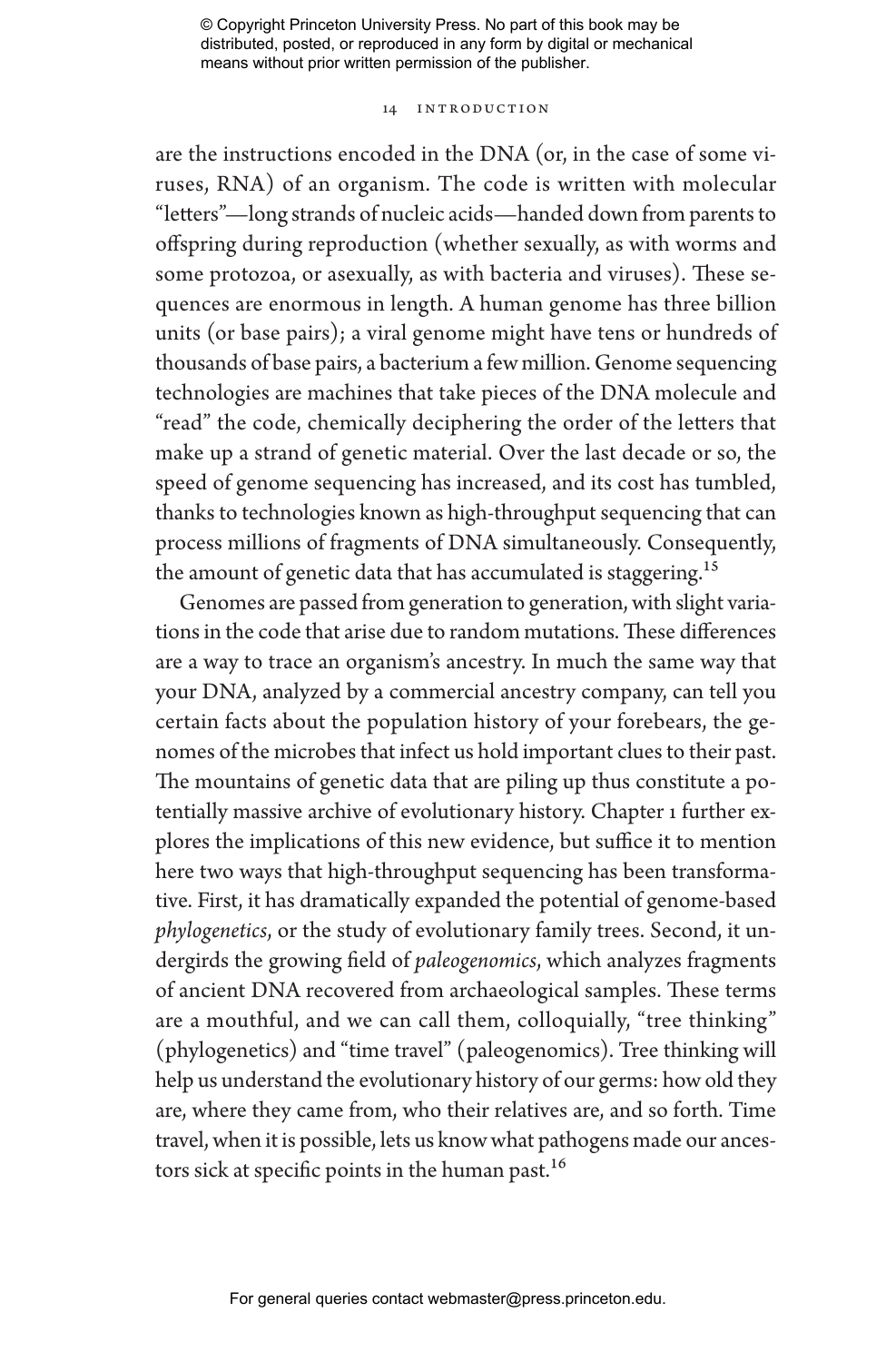are the instructions encoded in the DNA (or, in the case of some viruses, RNA) of an organism. The code is written with molecular "letters"—long strands of nucleic acids—handed down from parents to offspring during reproduction (whether sexually, as with worms and some protozoa, or asexually, as with bacteria and viruses). These sequences are enormous in length. A human genome has three billion units (or base pairs); a viral genome might have tens or hundreds of thousands of base pairs, a bacterium a few million. Genome sequencing technologies are machines that take pieces of the DNA molecule and "read" the code, chemically deciphering the order of the letters that make up a strand of genetic material. Over the last decade or so, the speed of genome sequencing has increased, and its cost has tumbled, thanks to technologies known as high-throughput sequencing that can process millions of fragments of DNA simultaneously. Consequently, the amount of genetic data that has accumulated is staggering.[15]

Genomes are passed from generation to generation, with slight variations in the code that arise due to random mutations. These differences are a way to trace an organism's ancestry. In much the same way that your DNA, analyzed by a commercial ancestry company, can tell you certain facts about the population history of your forebears, the genomes of the microbes that infect us hold important clues to their past. The mountains of genetic data that are piling up thus constitute a potentially massive archive of evolutionary history. Chapter 1 further explores the implications of this new evidence, but suffice it to mention here two ways that high-throughput sequencing has been transformative. First, it has dramatically expanded the potential of genome-based *phylogenetics*, or the study of evolutionary family trees. Second, it undergirds the growing field of *paleogenomics*, which analyzes fragments of ancient DNA recovered from archaeological samples. These terms are a mouthful, and we can call them, colloquially, "tree thinking" (phylogenetics) and "time travel" (paleogenomics). Tree thinking will help us understand the evolutionary history of our germs: how old they are, where they came from, who their relatives are, and so forth. Time travel, when it is possible, lets us know what pathogens made our ancestors sick at specific points in the human past.[16]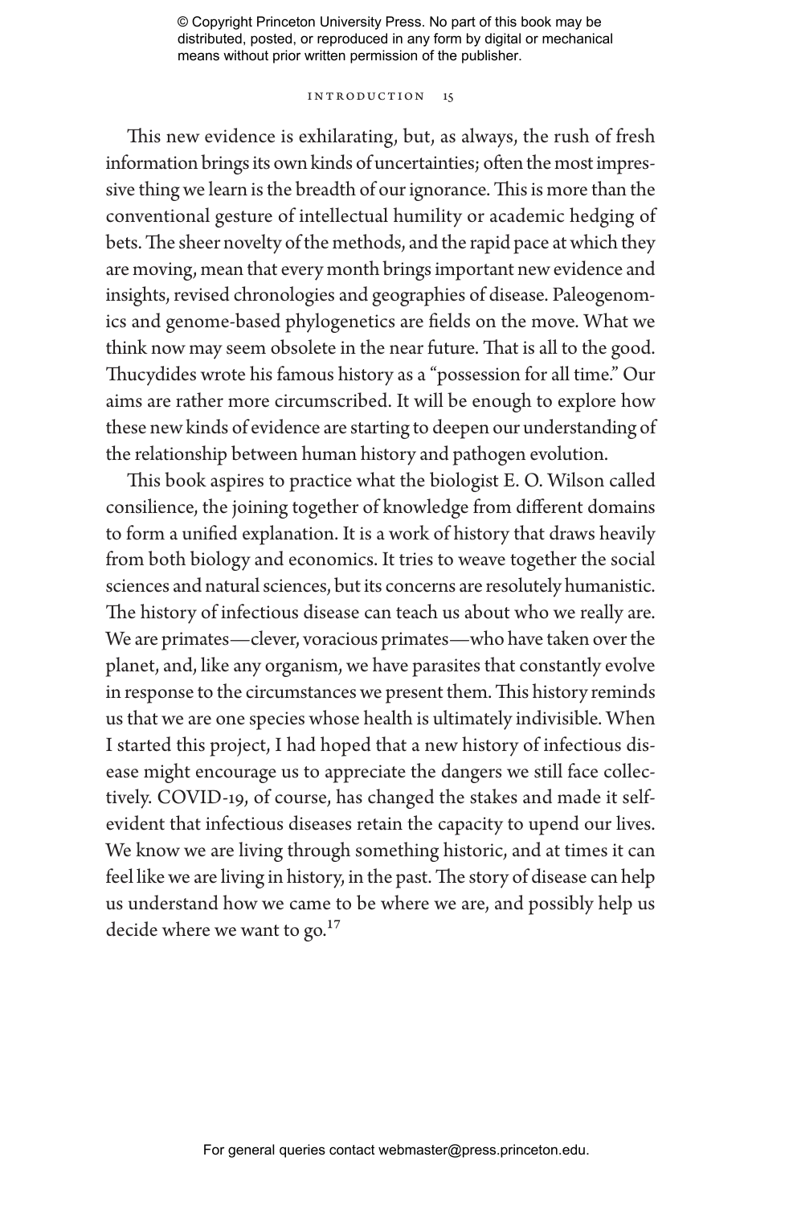This new evidence is exhilarating, but, as always, the rush of fresh information brings its own kinds of uncertainties; often the most impressive thing we learn is the breadth of our ignorance. This is more than the conventional gesture of intellectual humility or academic hedging of bets. The sheer novelty of the methods, and the rapid pace at which they are moving, mean that every month brings important new evidence and insights, revised chronologies and geographies of disease. Paleogenomics and genome-based phylogenetics are fields on the move. What we think now may seem obsolete in the near future. That is all to the good. Thucydides wrote his famous history as a "possession for all time." Our aims are rather more circumscribed. It will be enough to explore how these new kinds of evidence are starting to deepen our understanding of the relationship between human history and pathogen evolution.

This book aspires to practice what the biologist E. O. Wilson called consilience, the joining together of knowledge from different domains to form a unified explanation. It is a work of history that draws heavily from both biology and economics. It tries to weave together the social sciences and natural sciences, but its concerns are resolutely humanistic. The history of infectious disease can teach us about who we really are. We are primates—clever, voracious primates—who have taken over the planet, and, like any organism, we have parasites that constantly evolve in response to the circumstances we present them. This history reminds us that we are one species whose health is ultimately indivisible. When I started this project, I had hoped that a new history of infectious disease might encourage us to appreciate the dangers we still face collectively. COVID-19, of course, has changed the stakes and made it self-evident that infectious diseases retain the capacity to upend our lives. We know we are living through something historic, and at times it can feel like we are living in history, in the past. The story of disease can help us understand how we came to be where we are, and possibly help us decide where we want to go.[17]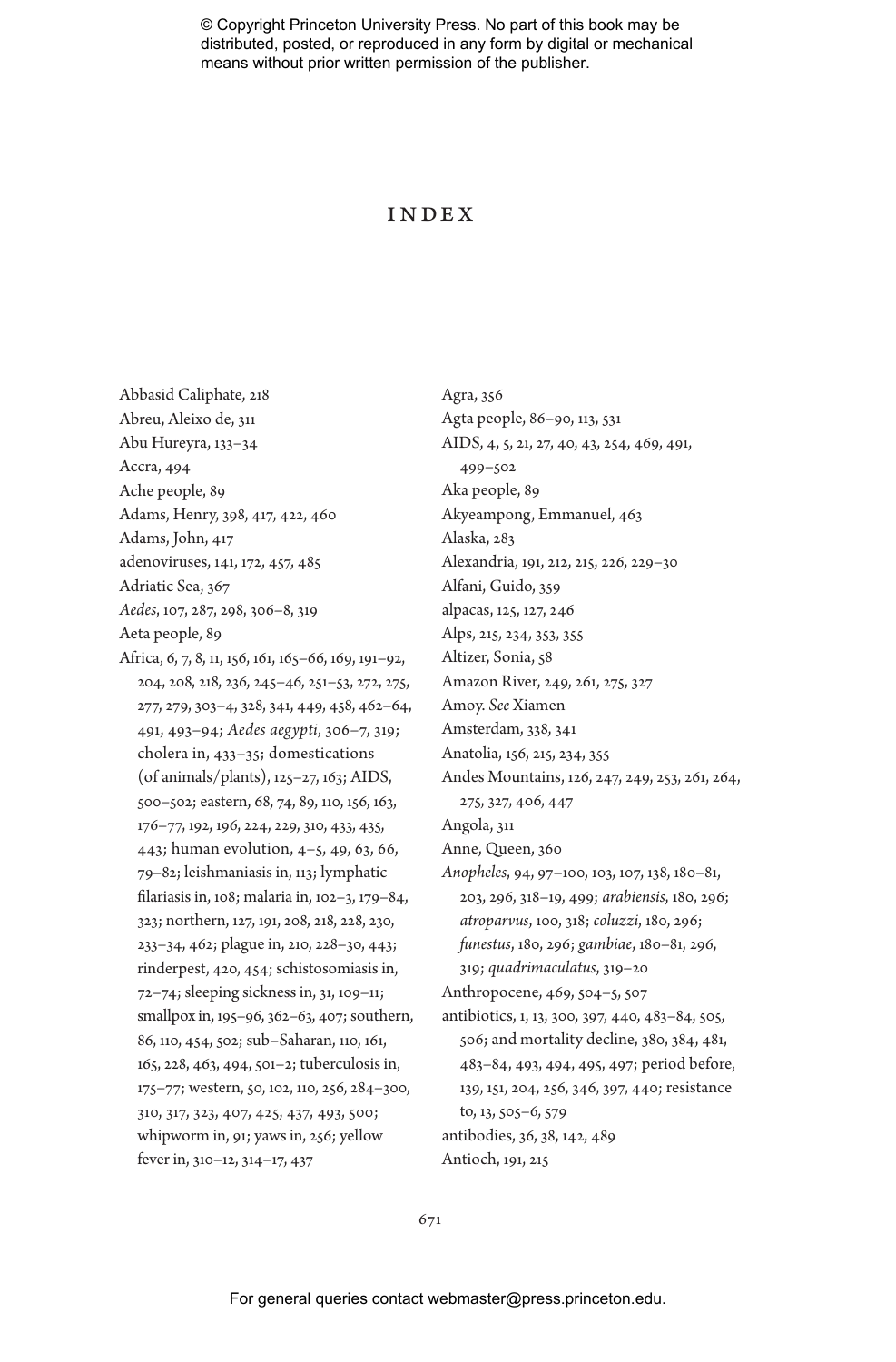# INDEX

Abbasid Caliphate, 218
Abreu, Aleixo de, 311
Abu Hureyra, 133–34
Accra, 494
Ache people, 89
Adams, Henry, 398, 417, 422, 460
Adams, John, 417
adenoviruses, 141, 172, 457, 485
Adriatic Sea, 367
*Aedes*, 107, 287, 298, 306–8, 319
Aeta people, 89
Africa, 6, 7, 8, 11, 156, 161, 165–66, 169, 191–92, 204, 208, 218, 236, 245–46, 251–53, 272, 275, 277, 279, 303–4, 328, 341, 449, 458, 462–64, 491, 493–94; *Aedes aegypti*, 306–7, 319; cholera in, 433–35; domestications (of animals/plants), 125–27, 163; AIDS, 500–502; eastern, 68, 74, 89, 110, 156, 163, 176–77, 192, 196, 224, 229, 310, 433, 435, 443; human evolution, 4–5, 49, 63, 66, 79–82; leishmaniasis in, 113; lymphatic filariasis in, 108; malaria in, 102–3, 179–84, 323; northern, 127, 191, 208, 218, 228, 230, 233–34, 462; plague in, 210, 228–30, 443; rinderpest, 420, 454; schistosomiasis in, 72–74; sleeping sickness in, 31, 109–11; smallpox in, 195–96, 362–63, 407; southern, 86, 110, 454, 502; sub-Saharan, 110, 161, 165, 228, 463, 494, 501–2; tuberculosis in, 175–77; western, 50, 102, 110, 256, 284–300, 310, 317, 323, 407, 425, 437, 493, 500; whipworm in, 91; yaws in, 256; yellow fever in, 310–12, 314–17, 437
Agra, 356
Agta people, 86–90, 113, 531
AIDS, 4, 5, 21, 27, 40, 43, 254, 469, 491, 499–502
Aka people, 89
Akyeampong, Emmanuel, 463
Alaska, 283
Alexandria, 191, 212, 215, 226, 229–30
Alfani, Guido, 359
alpacas, 125, 127, 246
Alps, 215, 234, 353, 355
Altizer, Sonia, 58
Amazon River, 249, 261, 275, 327
Amoy. *See* Xiamen
Amsterdam, 338, 341
Anatolia, 156, 215, 234, 355
Andes Mountains, 126, 247, 249, 253, 261, 264, 275, 327, 406, 447
Angola, 311
Anne, Queen, 360
*Anopheles*, 94, 97–100, 103, 107, 138, 180–81, 203, 296, 318–19, 499; *arabiensis*, 180, 296; *atroparvus*, 100, 318; *coluzzi*, 180, 296; *funestus*, 180, 296; *gambiae*, 180–81, 296, 319; *quadrimaculatus*, 319–20
Anthropocene, 469, 504–5, 507
antibiotics, 1, 13, 300, 397, 440, 483–84, 505, 506; and mortality decline, 380, 384, 481, 483–84, 493, 494, 495, 497; period before, 139, 151, 204, 256, 346, 397, 440; resistance to, 13, 505–6, 579
antibodies, 36, 38, 142, 489
Antioch, 191, 215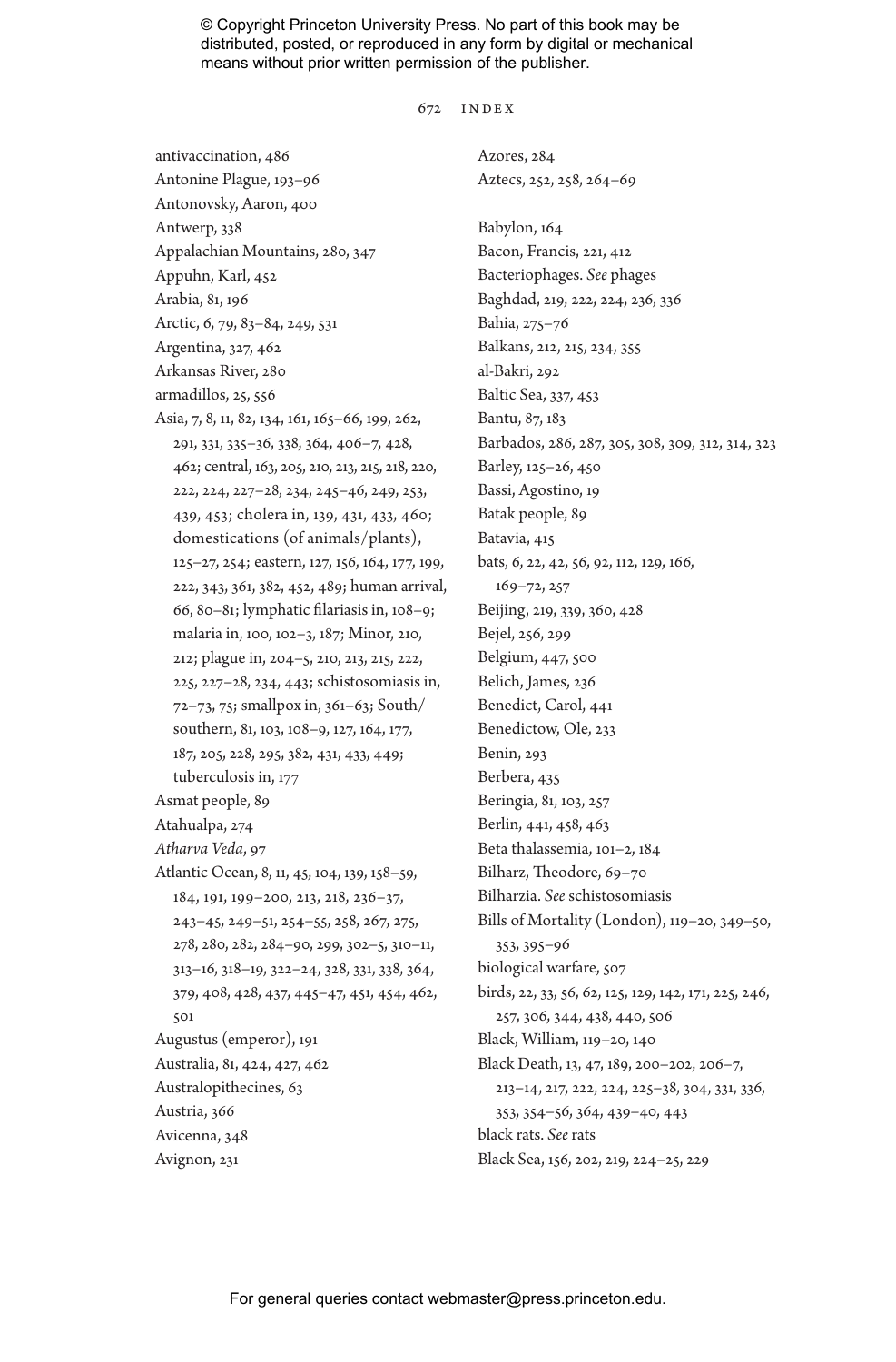antivaccination, 486
Antonine Plague, 193–96
Antonovsky, Aaron, 400
Antwerp, 338
Appalachian Mountains, 280, 347
Appuhn, Karl, 452
Arabia, 81, 196
Arctic, 6, 79, 83–84, 249, 531
Argentina, 327, 462
Arkansas River, 280
armadillos, 25, 556
Asia, 7, 8, 11, 82, 134, 161, 165–66, 199, 262, 291, 331, 335–36, 338, 364, 406–7, 428, 462; central, 163, 205, 210, 213, 215, 218, 220, 222, 224, 227–28, 234, 245–46, 249, 253, 439, 453; cholera in, 139, 431, 433, 460; domestications (of animals/plants), 125–27, 254; eastern, 127, 156, 164, 177, 199, 222, 343, 361, 382, 452, 489; human arrival, 66, 80–81; lymphatic filariasis in, 108–9; malaria in, 100, 102–3, 187; Minor, 210, 212; plague in, 204–5, 210, 213, 215, 222, 225, 227–28, 234, 443; schistosomiasis in, 72–73, 75; smallpox in, 361–63; South/southern, 81, 103, 108–9, 127, 164, 177, 187, 205, 228, 295, 382, 431, 433, 449; tuberculosis in, 177
Asmat people, 89
Atahualpa, 274
*Atharva Veda*, 97
Atlantic Ocean, 8, 11, 45, 104, 139, 158–59, 184, 191, 199–200, 213, 218, 236–37, 243–45, 249–51, 254–55, 258, 267, 275, 278, 280, 282, 284–90, 299, 302–5, 310–11, 313–16, 318–19, 322–24, 328, 331, 338, 364, 379, 408, 428, 437, 445–47, 451, 454, 462, 501
Augustus (emperor), 191
Australia, 81, 424, 427, 462
Australopithecines, 63
Austria, 366
Avicenna, 348
Avignon, 231
Azores, 284
Aztecs, 252, 258, 264–69

Babylon, 164
Bacon, Francis, 221, 412
Bacteriophages. *See* phages
Baghdad, 219, 222, 224, 236, 336
Bahia, 275–76
Balkans, 212, 215, 234, 355
al-Bakri, 292
Baltic Sea, 337, 453
Bantu, 87, 183
Barbados, 286, 287, 305, 308, 309, 312, 314, 323
Barley, 125–26, 450
Bassi, Agostino, 19
Batak people, 89
Batavia, 415
bats, 6, 22, 42, 56, 92, 112, 129, 166, 169–72, 257
Beijing, 219, 339, 360, 428
Bejel, 256, 299
Belgium, 447, 500
Belich, James, 236
Benedict, Carol, 441
Benedictow, Ole, 233
Benin, 293
Berbera, 435
Beringia, 81, 103, 257
Berlin, 441, 458, 463
Beta thalassemia, 101–2, 184
Bilharz, Theodore, 69–70
Bilharzia. *See* schistosomiasis
Bills of Mortality (London), 119–20, 349–50, 353, 395–96
biological warfare, 507
birds, 22, 33, 56, 62, 125, 129, 142, 171, 225, 246, 257, 306, 344, 438, 440, 506
Black, William, 119–20, 140
Black Death, 13, 47, 189, 200–202, 206–7, 213–14, 217, 222, 224, 225–38, 304, 331, 336, 353, 354–56, 364, 439–40, 443
black rats. *See* rats
Black Sea, 156, 202, 219, 224–25, 229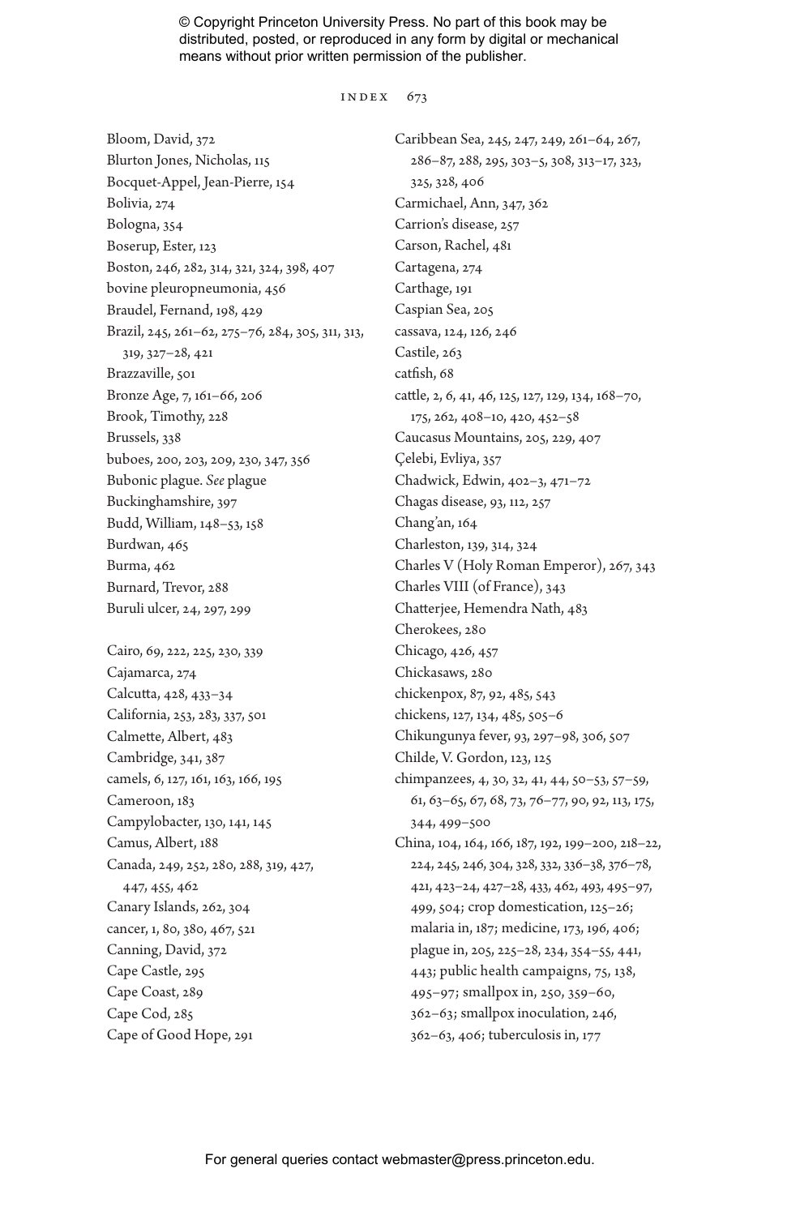Bloom, David, 372
Blurton Jones, Nicholas, 115
Bocquet-Appel, Jean-Pierre, 154
Bolivia, 274
Bologna, 354
Boserup, Ester, 123
Boston, 246, 282, 314, 321, 324, 398, 407
bovine pleuropneumonia, 456
Braudel, Fernand, 198, 429
Brazil, 245, 261–62, 275–76, 284, 305, 311, 313, 319, 327–28, 421
Brazzaville, 501
Bronze Age, 7, 161–66, 206
Brook, Timothy, 228
Brussels, 338
buboes, 200, 203, 209, 230, 347, 356
Bubonic plague. *See* plague
Buckinghamshire, 397
Budd, William, 148–53, 158
Burdwan, 465
Burma, 462
Burnard, Trevor, 288
Buruli ulcer, 24, 297, 299

Cairo, 69, 222, 225, 230, 339
Cajamarca, 274
Calcutta, 428, 433–34
California, 253, 283, 337, 501
Calmette, Albert, 483
Cambridge, 341, 387
camels, 6, 127, 161, 163, 166, 195
Cameroon, 183
Campylobacter, 130, 141, 145
Camus, Albert, 188
Canada, 249, 252, 280, 288, 319, 427, 447, 455, 462
Canary Islands, 262, 304
cancer, 1, 80, 380, 467, 521
Canning, David, 372
Cape Castle, 295
Cape Coast, 289
Cape Cod, 285
Cape of Good Hope, 291
Caribbean Sea, 245, 247, 249, 261–64, 267, 286–87, 288, 295, 303–5, 308, 313–17, 323, 325, 328, 406
Carmichael, Ann, 347, 362
Carrion's disease, 257
Carson, Rachel, 481
Cartagena, 274
Carthage, 191
Caspian Sea, 205
cassava, 124, 126, 246
Castile, 263
catfish, 68
cattle, 2, 6, 41, 46, 125, 127, 129, 134, 168–70, 175, 262, 408–10, 420, 452–58
Caucasus Mountains, 205, 229, 407
Çelebi, Evliya, 357
Chadwick, Edwin, 402–3, 471–72
Chagas disease, 93, 112, 257
Chang'an, 164
Charleston, 139, 314, 324
Charles V (Holy Roman Emperor), 267, 343
Charles VIII (of France), 343
Chatterjee, Hemendra Nath, 483
Cherokees, 280
Chicago, 426, 457
Chickasaws, 280
chickenpox, 87, 92, 485, 543
chickens, 127, 134, 485, 505–6
Chikungunya fever, 93, 297–98, 306, 507
Childe, V. Gordon, 123, 125
chimpanzees, 4, 30, 32, 41, 44, 50–53, 57–59, 61, 63–65, 67, 68, 73, 76–77, 90, 92, 113, 175, 344, 499–500
China, 104, 164, 166, 187, 192, 199–200, 218–22, 224, 245, 246, 304, 328, 332, 336–38, 376–78, 421, 423–24, 427–28, 433, 462, 493, 495–97, 499, 504; crop domestication, 125–26; malaria in, 187; medicine, 173, 196, 406; plague in, 205, 225–28, 234, 354–55, 441, 443; public health campaigns, 75, 138, 495–97; smallpox in, 250, 359–60, 362–63; smallpox inoculation, 246, 362–63, 406; tuberculosis in, 177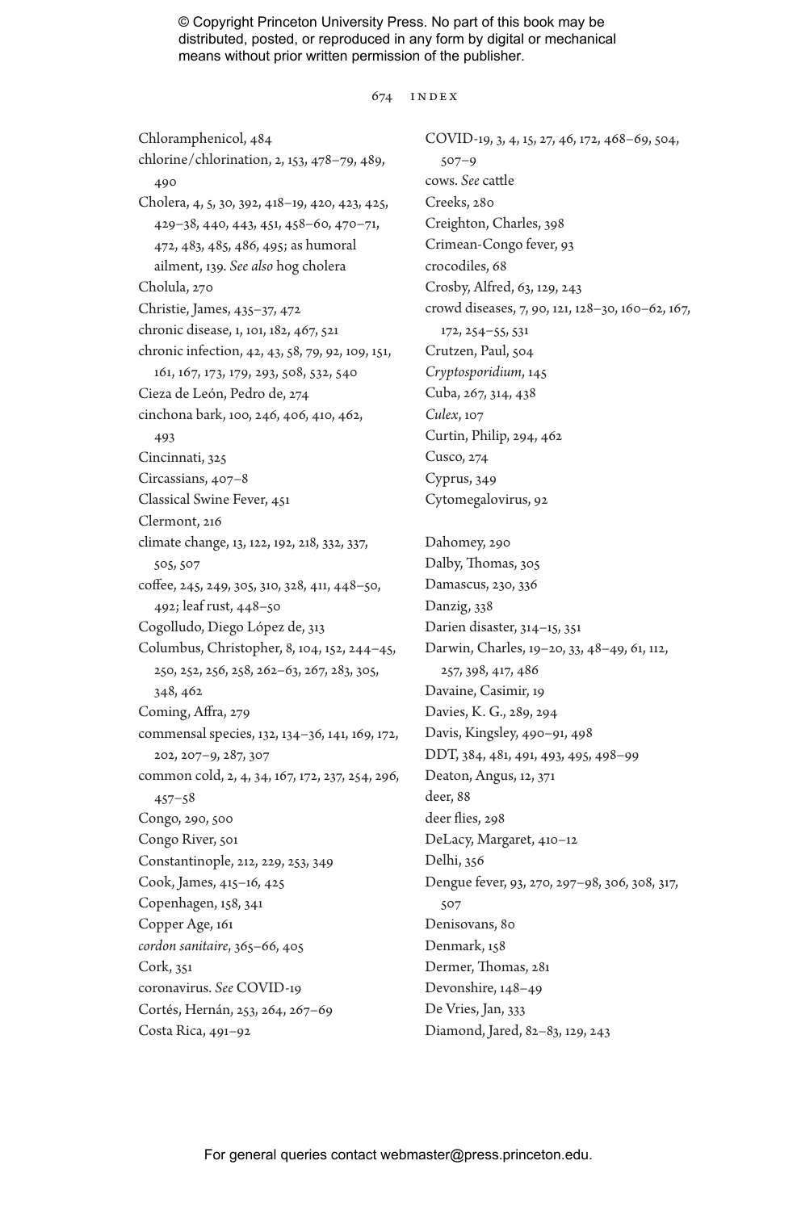Chloramphenicol, 484
chlorine/chlorination, 2, 153, 478–79, 489, 490
Cholera, 4, 5, 30, 392, 418–19, 420, 423, 425, 429–38, 440, 443, 451, 458–60, 470–71, 472, 483, 485, 486, 495; as humoral ailment, 139. *See also* hog cholera
Cholula, 270
Christie, James, 435–37, 472
chronic disease, 1, 101, 182, 467, 521
chronic infection, 42, 43, 58, 79, 92, 109, 151, 161, 167, 173, 179, 293, 508, 532, 540
Cieza de León, Pedro de, 274
cinchona bark, 100, 246, 406, 410, 462, 493
Cincinnati, 325
Circassians, 407–8
Classical Swine Fever, 451
Clermont, 216
climate change, 13, 122, 192, 218, 332, 337, 505, 507
coffee, 245, 249, 305, 310, 328, 411, 448–50, 492; leaf rust, 448–50
Cogolludo, Diego López de, 313
Columbus, Christopher, 8, 104, 152, 244–45, 250, 252, 256, 258, 262–63, 267, 283, 305, 348, 462
Coming, Affra, 279
commensal species, 132, 134–36, 141, 169, 172, 202, 207–9, 287, 307
common cold, 2, 4, 34, 167, 172, 237, 254, 296, 457–58
Congo, 290, 500
Congo River, 501
Constantinople, 212, 229, 253, 349
Cook, James, 415–16, 425
Copenhagen, 158, 341
Copper Age, 161
*cordon sanitaire*, 365–66, 405
Cork, 351
coronavirus. *See* COVID-19
Cortés, Hernán, 253, 264, 267–69
Costa Rica, 491–92
COVID-19, 3, 4, 15, 27, 46, 172, 468–69, 504, 507–9
cows. *See* cattle
Creeks, 280
Creighton, Charles, 398
Crimean-Congo fever, 93
crocodiles, 68
Crosby, Alfred, 63, 129, 243
crowd diseases, 7, 90, 121, 128–30, 160–62, 167, 172, 254–55, 531
Crutzen, Paul, 504
*Cryptosporidium*, 145
Cuba, 267, 314, 438
*Culex*, 107
Curtin, Philip, 294, 462
Cusco, 274
Cyprus, 349
Cytomegalovirus, 92

Dahomey, 290
Dalby, Thomas, 305
Damascus, 230, 336
Danzig, 338
Darien disaster, 314–15, 351
Darwin, Charles, 19–20, 33, 48–49, 61, 112, 257, 398, 417, 486
Davaine, Casimir, 19
Davies, K. G., 289, 294
Davis, Kingsley, 490–91, 498
DDT, 384, 481, 491, 493, 495, 498–99
Deaton, Angus, 12, 371
deer, 88
deer flies, 298
DeLacy, Margaret, 410–12
Delhi, 356
Dengue fever, 93, 270, 297–98, 306, 308, 317, 507
Denisovans, 80
Denmark, 158
Dermer, Thomas, 281
Devonshire, 148–49
De Vries, Jan, 333
Diamond, Jared, 82–83, 129, 243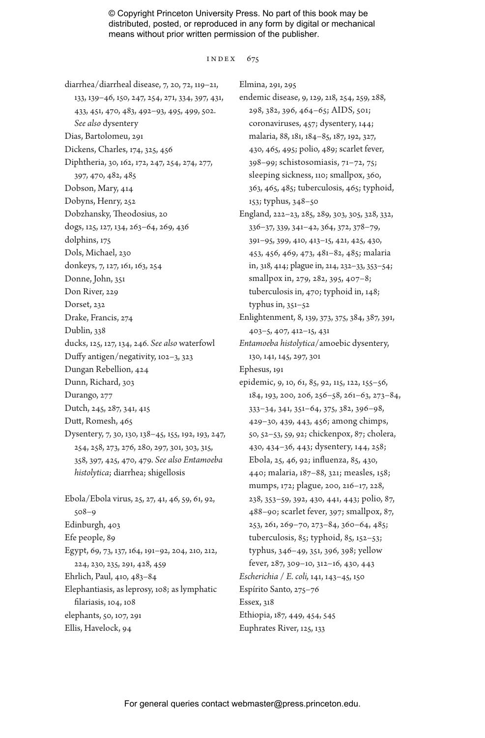diarrhea/diarrheal disease, 7, 20, 72, 119–21, 133, 139–46, 150, 247, 254, 271, 334, 397, 431, 433, 451, 470, 483, 492–93, 495, 499, 502. *See also* dysentery

Dias, Bartolomeu, 291

Dickens, Charles, 174, 325, 456

Diphtheria, 30, 162, 172, 247, 254, 274, 277, 397, 470, 482, 485

Dobson, Mary, 414

Dobyns, Henry, 252

Dobzhansky, Theodosius, 20

dogs, 125, 127, 134, 263–64, 269, 436

dolphins, 175

Dols, Michael, 230

donkeys, 7, 127, 161, 163, 254

Donne, John, 351

Don River, 229

Dorset, 232

Drake, Francis, 274

Dublin, 338

ducks, 125, 127, 134, 246. *See also* waterfowl

Duffy antigen/negativity, 102–3, 323

Dungan Rebellion, 424

Dunn, Richard, 303

Durango, 277

Dutch, 245, 287, 341, 415

Dutt, Romesh, 465

Dysentery, 7, 30, 130, 138–45, 155, 192, 193, 247, 254, 258, 273, 276, 280, 297, 301, 303, 315, 358, 397, 425, 470, 479. *See also Entamoeba histolytica*; diarrhea; shigellosis

Ebola/Ebola virus, 25, 27, 41, 46, 59, 61, 92, 508–9

Edinburgh, 403

Efe people, 89

Egypt, 69, 73, 137, 164, 191–92, 204, 210, 212, 224, 230, 235, 291, 428, 459

Ehrlich, Paul, 410, 483–84

Elephantiasis, as leprosy, 108; as lymphatic filariasis, 104, 108

elephants, 50, 107, 291

Ellis, Havelock, 94

Elmina, 291, 295

endemic disease, 9, 129, 218, 254, 259, 288, 298, 382, 396, 464–65; AIDS, 501; coronaviruses, 457; dysentery, 144; malaria, 88, 181, 184–85, 187, 192, 327, 430, 465, 495; polio, 489; scarlet fever, 398–99; schistosomiasis, 71–72, 75; sleeping sickness, 110; smallpox, 360, 363, 465, 485; tuberculosis, 465; typhoid, 153; typhus, 348–50

England, 222–23, 285, 289, 303, 305, 328, 332, 336–37, 339, 341–42, 364, 372, 378–79, 391–95, 399, 410, 413–15, 421, 425, 430, 453, 456, 469, 473, 481–82, 485; malaria in, 318, 414; plague in, 214, 232–33, 353–54; smallpox in, 279, 282, 395, 407–8; tuberculosis in, 470; typhoid in, 148; typhus in, 351–52

Enlightenment, 8, 139, 373, 375, 384, 387, 391, 403–5, 407, 412–15, 431

*Entamoeba histolytica*/amoebic dysentery, 130, 141, 145, 297, 301

Ephesus, 191

epidemic, 9, 10, 61, 85, 92, 115, 122, 155–56, 184, 193, 200, 206, 256–58, 261–63, 273–84, 333–34, 341, 351–64, 375, 382, 396–98, 429–30, 439, 443, 456; among chimps, 50, 52–53, 59, 92; chickenpox, 87; cholera, 430, 434–36, 443; dysentery, 144, 258; Ebola, 25, 46, 92; influenza, 85, 430, 440; malaria, 187–88, 321; measles, 158; mumps, 172; plague, 200, 216–17, 228, 238, 353–59, 392, 430, 441, 443; polio, 87, 488–90; scarlet fever, 397; smallpox, 87, 253, 261, 269–70, 273–84, 360–64, 485; tuberculosis, 85; typhoid, 85, 152–53; typhus, 346–49, 351, 396, 398; yellow fever, 287, 309–10, 312–16, 430, 443

*Escherichia / E. coli,* 141, 143–45, 150

Espírito Santo, 275–76

Essex, 318

Ethiopia, 187, 449, 454, 545

Euphrates River, 125, 133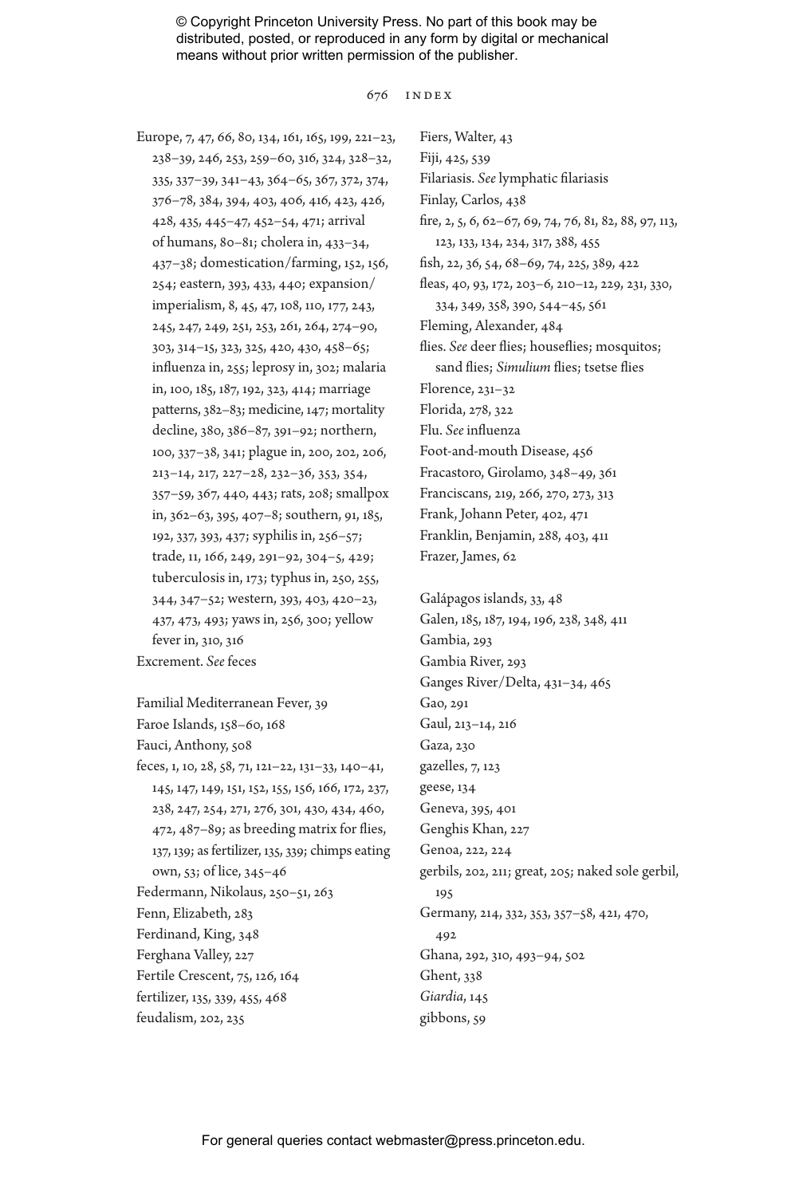Europe, 7, 47, 66, 80, 134, 161, 165, 199, 221–23, 238–39, 246, 253, 259–60, 316, 324, 328–32, 335, 337–39, 341–43, 364–65, 367, 372, 374, 376–78, 384, 394, 403, 406, 416, 423, 426, 428, 435, 445–47, 452–54, 471; arrival of humans, 80–81; cholera in, 433–34, 437–38; domestication/farming, 152, 156, 254; eastern, 393, 433, 440; expansion/imperialism, 8, 45, 47, 108, 110, 177, 243, 245, 247, 249, 251, 253, 261, 264, 274–90, 303, 314–15, 323, 325, 420, 430, 458–65; influenza in, 255; leprosy in, 302; malaria in, 100, 185, 187, 192, 323, 414; marriage patterns, 382–83; medicine, 147; mortality decline, 380, 386–87, 391–92; northern, 100, 337–38, 341; plague in, 200, 202, 206, 213–14, 217, 227–28, 232–36, 353, 354, 357–59, 367, 440, 443; rats, 208; smallpox in, 362–63, 395, 407–8; southern, 91, 185, 192, 337, 393, 437; syphilis in, 256–57; trade, 11, 166, 249, 291–92, 304–5, 429; tuberculosis in, 173; typhus in, 250, 255, 344, 347–52; western, 393, 403, 420–23, 437, 473, 493; yaws in, 256, 300; yellow fever in, 310, 316

Excrement. *See* feces

Familial Mediterranean Fever, 39

Faroe Islands, 158–60, 168

Fauci, Anthony, 508

feces, 1, 10, 28, 58, 71, 121–22, 131–33, 140–41, 145, 147, 149, 151, 152, 155, 156, 166, 172, 237, 238, 247, 254, 271, 276, 301, 430, 434, 460, 472, 487–89; as breeding matrix for flies, 137, 139; as fertilizer, 135, 339; chimps eating own, 53; of lice, 345–46

Federmann, Nikolaus, 250–51, 263

Fenn, Elizabeth, 283

Ferdinand, King, 348

Ferghana Valley, 227

Fertile Crescent, 75, 126, 164

fertilizer, 135, 339, 455, 468

feudalism, 202, 235

Fiers, Walter, 43

Fiji, 425, 539

Filariasis. *See* lymphatic filariasis

Finlay, Carlos, 438

fire, 2, 5, 6, 62–67, 69, 74, 76, 81, 82, 88, 97, 113, 123, 133, 134, 234, 317, 388, 455

fish, 22, 36, 54, 68–69, 74, 225, 389, 422

fleas, 40, 93, 172, 203–6, 210–12, 229, 231, 330, 334, 349, 358, 390, 544–45, 561

Fleming, Alexander, 484

flies. *See* deer flies; houseflies; mosquitos; sand flies; *Simulium* flies; tsetse flies

Florence, 231–32

Florida, 278, 322

Flu. *See* influenza

Foot-and-mouth Disease, 456

Fracastoro, Girolamo, 348–49, 361

Franciscans, 219, 266, 270, 273, 313

Frank, Johann Peter, 402, 471

Franklin, Benjamin, 288, 403, 411

Frazer, James, 62

Galápagos islands, 33, 48

Galen, 185, 187, 194, 196, 238, 348, 411

Gambia, 293

Gambia River, 293

Ganges River/Delta, 431–34, 465

Gao, 291

Gaul, 213–14, 216

Gaza, 230

gazelles, 7, 123

geese, 134

Geneva, 395, 401

Genghis Khan, 227

Genoa, 222, 224

gerbils, 202, 211; great, 205; naked sole gerbil, 195

Germany, 214, 332, 353, 357–58, 421, 470, 492

Ghana, 292, 310, 493–94, 502

Ghent, 338

*Giardia*, 145

gibbons, 59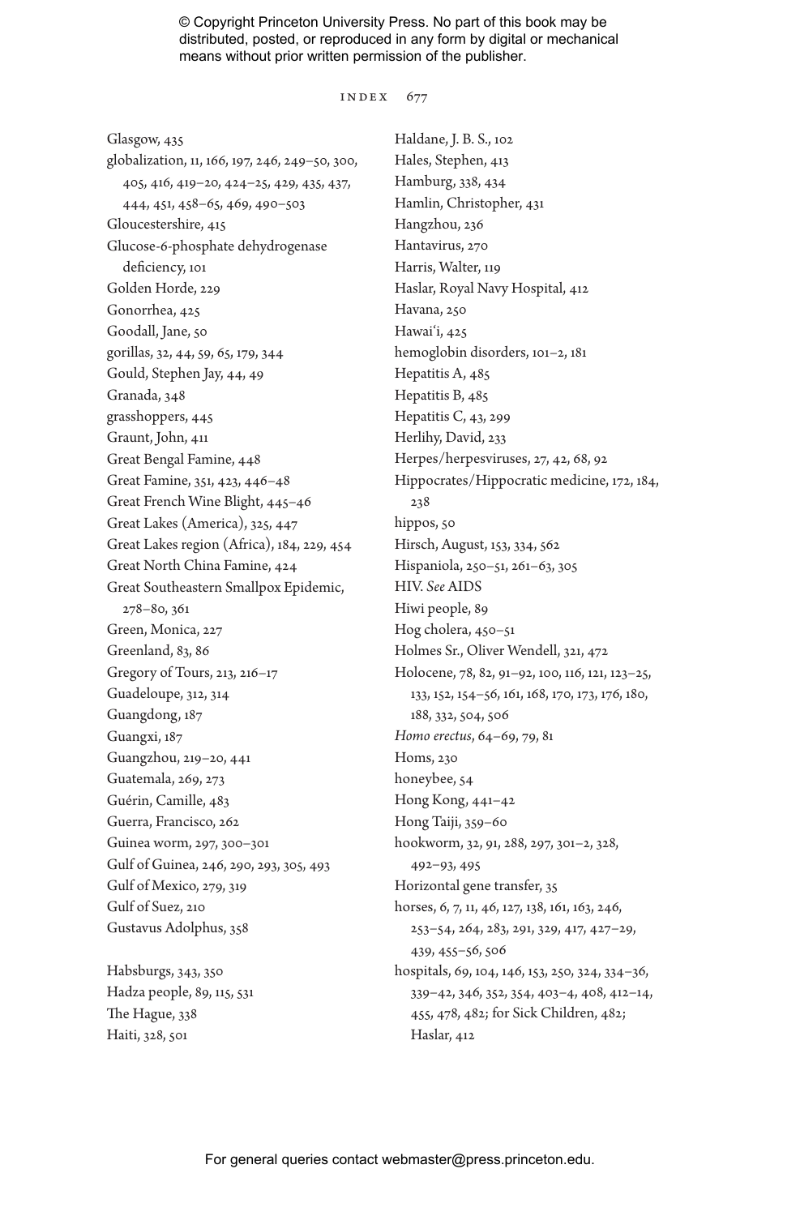Glasgow, 435
globalization, 11, 166, 197, 246, 249–50, 300, 405, 416, 419–20, 424–25, 429, 435, 437, 444, 451, 458–65, 469, 490–503
Gloucestershire, 415
Glucose-6-phosphate dehydrogenase deficiency, 101
Golden Horde, 229
Gonorrhea, 425
Goodall, Jane, 50
gorillas, 32, 44, 59, 65, 179, 344
Gould, Stephen Jay, 44, 49
Granada, 348
grasshoppers, 445
Graunt, John, 411
Great Bengal Famine, 448
Great Famine, 351, 423, 446–48
Great French Wine Blight, 445–46
Great Lakes (America), 325, 447
Great Lakes region (Africa), 184, 229, 454
Great North China Famine, 424
Great Southeastern Smallpox Epidemic, 278–80, 361
Green, Monica, 227
Greenland, 83, 86
Gregory of Tours, 213, 216–17
Guadeloupe, 312, 314
Guangdong, 187
Guangxi, 187
Guangzhou, 219–20, 441
Guatemala, 269, 273
Guérin, Camille, 483
Guerra, Francisco, 262
Guinea worm, 297, 300–301
Gulf of Guinea, 246, 290, 293, 305, 493
Gulf of Mexico, 279, 319
Gulf of Suez, 210
Gustavus Adolphus, 358

Habsburgs, 343, 350
Hadza people, 89, 115, 531
The Hague, 338
Haiti, 328, 501
Haldane, J. B. S., 102
Hales, Stephen, 413
Hamburg, 338, 434
Hamlin, Christopher, 431
Hangzhou, 236
Hantavirus, 270
Harris, Walter, 119
Haslar, Royal Navy Hospital, 412
Havana, 250
Hawaiʻi, 425
hemoglobin disorders, 101–2, 181
Hepatitis A, 485
Hepatitis B, 485
Hepatitis C, 43, 299
Herlihy, David, 233
Herpes/herpesviruses, 27, 42, 68, 92
Hippocrates/Hippocratic medicine, 172, 184, 238
hippos, 50
Hirsch, August, 153, 334, 562
Hispaniola, 250–51, 261–63, 305
HIV. *See* AIDS
Hiwi people, 89
Hog cholera, 450–51
Holmes Sr., Oliver Wendell, 321, 472
Holocene, 78, 82, 91–92, 100, 116, 121, 123–25, 133, 152, 154–56, 161, 168, 170, 173, 176, 180, 188, 332, 504, 506
*Homo erectus*, 64–69, 79, 81
Homs, 230
honeybee, 54
Hong Kong, 441–42
Hong Taiji, 359–60
hookworm, 32, 91, 288, 297, 301–2, 328, 492–93, 495
Horizontal gene transfer, 35
horses, 6, 7, 11, 46, 127, 138, 161, 163, 246, 253–54, 264, 283, 291, 329, 417, 427–29, 439, 455–56, 506
hospitals, 69, 104, 146, 153, 250, 324, 334–36, 339–42, 346, 352, 354, 403–4, 408, 412–14, 455, 478, 482; for Sick Children, 482; Haslar, 412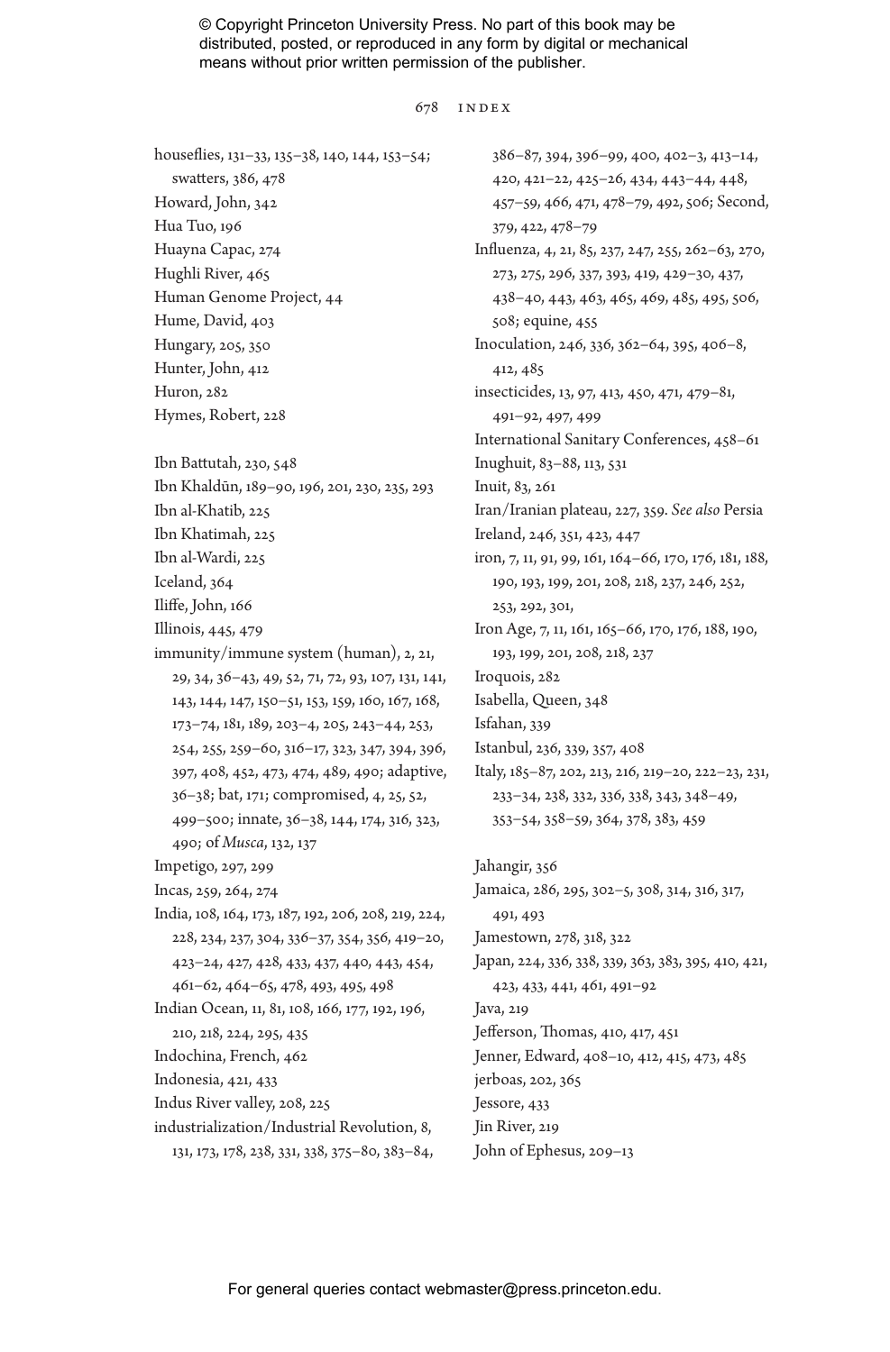houseflies, 131–33, 135–38, 140, 144, 153–54; swatters, 386, 478
Howard, John, 342
Hua Tuo, 196
Huayna Capac, 274
Hughli River, 465
Human Genome Project, 44
Hume, David, 403
Hungary, 205, 350
Hunter, John, 412
Huron, 282
Hymes, Robert, 228

Ibn Battutah, 230, 548
Ibn Khaldūn, 189–90, 196, 201, 230, 235, 293
Ibn al-Khatib, 225
Ibn Khatimah, 225
Ibn al-Wardi, 225
Iceland, 364
Iliffe, John, 166
Illinois, 445, 479
immunity/immune system (human), 2, 21, 29, 34, 36–43, 49, 52, 71, 72, 93, 107, 131, 141, 143, 144, 147, 150–51, 153, 159, 160, 167, 168, 173–74, 181, 189, 203–4, 205, 243–44, 253, 254, 255, 259–60, 316–17, 323, 347, 394, 396, 397, 408, 452, 473, 474, 489, 490; adaptive, 36–38; bat, 171; compromised, 4, 25, 52, 499–500; innate, 36–38, 144, 174, 316, 323, 490; of *Musca*, 132, 137
Impetigo, 297, 299
Incas, 259, 264, 274
India, 108, 164, 173, 187, 192, 206, 208, 219, 224, 228, 234, 237, 304, 336–37, 354, 356, 419–20, 423–24, 427, 428, 433, 437, 440, 443, 454, 461–62, 464–65, 478, 493, 495, 498
Indian Ocean, 11, 81, 108, 166, 177, 192, 196, 210, 218, 224, 295, 435
Indochina, French, 462
Indonesia, 421, 433
Indus River valley, 208, 225
industrialization/Industrial Revolution, 8, 131, 173, 178, 238, 331, 338, 375–80, 383–84, 386–87, 394, 396–99, 400, 402–3, 413–14, 420, 421–22, 425–26, 434, 443–44, 448, 457–59, 466, 471, 478–79, 492, 506; Second, 379, 422, 478–79
Influenza, 4, 21, 85, 237, 247, 255, 262–63, 270, 273, 275, 296, 337, 393, 419, 429–30, 437, 438–40, 443, 463, 465, 469, 485, 495, 506, 508; equine, 455
Inoculation, 246, 336, 362–64, 395, 406–8, 412, 485
insecticides, 13, 97, 413, 450, 471, 479–81, 491–92, 497, 499
International Sanitary Conferences, 458–61
Inughuit, 83–88, 113, 531
Inuit, 83, 261
Iran/Iranian plateau, 227, 359. *See also* Persia
Ireland, 246, 351, 423, 447
iron, 7, 11, 91, 99, 161, 164–66, 170, 176, 181, 188, 190, 193, 199, 201, 208, 218, 237, 246, 252, 253, 292, 301,
Iron Age, 7, 11, 161, 165–66, 170, 176, 188, 190, 193, 199, 201, 208, 218, 237
Iroquois, 282
Isabella, Queen, 348
Isfahan, 339
Istanbul, 236, 339, 357, 408
Italy, 185–87, 202, 213, 216, 219–20, 222–23, 231, 233–34, 238, 332, 336, 338, 343, 348–49, 353–54, 358–59, 364, 378, 383, 459

Jahangir, 356
Jamaica, 286, 295, 302–5, 308, 314, 316, 317, 491, 493
Jamestown, 278, 318, 322
Japan, 224, 336, 338, 339, 363, 383, 395, 410, 421, 423, 433, 441, 461, 491–92
Java, 219
Jefferson, Thomas, 410, 417, 451
Jenner, Edward, 408–10, 412, 415, 473, 485
jerboas, 202, 365
Jessore, 433
Jin River, 219
John of Ephesus, 209–13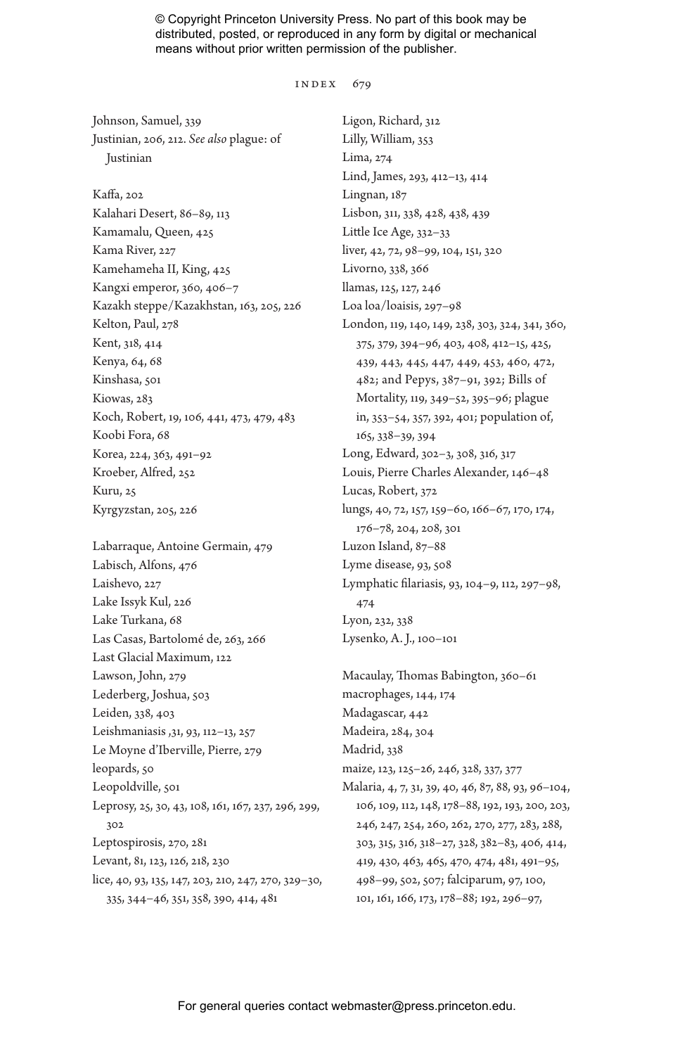Johnson, Samuel, 339
Justinian, 206, 212. *See also* plague: of Justinian

Kaffa, 202
Kalahari Desert, 86–89, 113
Kamamalu, Queen, 425
Kama River, 227
Kamehameha II, King, 425
Kangxi emperor, 360, 406–7
Kazakh steppe/Kazakhstan, 163, 205, 226
Kelton, Paul, 278
Kent, 318, 414
Kenya, 64, 68
Kinshasa, 501
Kiowas, 283
Koch, Robert, 19, 106, 441, 473, 479, 483
Koobi Fora, 68
Korea, 224, 363, 491–92
Kroeber, Alfred, 252
Kuru, 25
Kyrgyzstan, 205, 226

Labarraque, Antoine Germain, 479
Labisch, Alfons, 476
Laishevo, 227
Lake Issyk Kul, 226
Lake Turkana, 68
Las Casas, Bartolomé de, 263, 266
Last Glacial Maximum, 122
Lawson, John, 279
Lederberg, Joshua, 503
Leiden, 338, 403
Leishmaniasis ,31, 93, 112–13, 257
Le Moyne d'Iberville, Pierre, 279
leopards, 50
Leopoldville, 501
Leprosy, 25, 30, 43, 108, 161, 167, 237, 296, 299, 302
Leptospirosis, 270, 281
Levant, 81, 123, 126, 218, 230
lice, 40, 93, 135, 147, 203, 210, 247, 270, 329–30, 335, 344–46, 351, 358, 390, 414, 481
Ligon, Richard, 312
Lilly, William, 353
Lima, 274
Lind, James, 293, 412–13, 414
Lingnan, 187
Lisbon, 311, 338, 428, 438, 439
Little Ice Age, 332–33
liver, 42, 72, 98–99, 104, 151, 320
Livorno, 338, 366
llamas, 125, 127, 246
Loa loa/loaisis, 297–98
London, 119, 140, 149, 238, 303, 324, 341, 360, 375, 379, 394–96, 403, 408, 412–15, 425, 439, 443, 445, 447, 449, 453, 460, 472, 482; and Pepys, 387–91, 392; Bills of Mortality, 119, 349–52, 395–96; plague in, 353–54, 357, 392, 401; population of, 165, 338–39, 394
Long, Edward, 302–3, 308, 316, 317
Louis, Pierre Charles Alexander, 146–48
Lucas, Robert, 372
lungs, 40, 72, 157, 159–60, 166–67, 170, 174, 176–78, 204, 208, 301
Luzon Island, 87–88
Lyme disease, 93, 508
Lymphatic filariasis, 93, 104–9, 112, 297–98, 474
Lyon, 232, 338
Lysenko, A. J., 100–101

Macaulay, Thomas Babington, 360–61
macrophages, 144, 174
Madagascar, 442
Madeira, 284, 304
Madrid, 338
maize, 123, 125–26, 246, 328, 337, 377
Malaria, 4, 7, 31, 39, 40, 46, 87, 88, 93, 96–104, 106, 109, 112, 148, 178–88, 192, 193, 200, 203, 246, 247, 254, 260, 262, 270, 277, 283, 288, 303, 315, 316, 318–27, 328, 382–83, 406, 414, 419, 430, 463, 465, 470, 474, 481, 491–95, 498–99, 502, 507; falciparum, 97, 100, 101, 161, 166, 173, 178–88; 192, 296–97,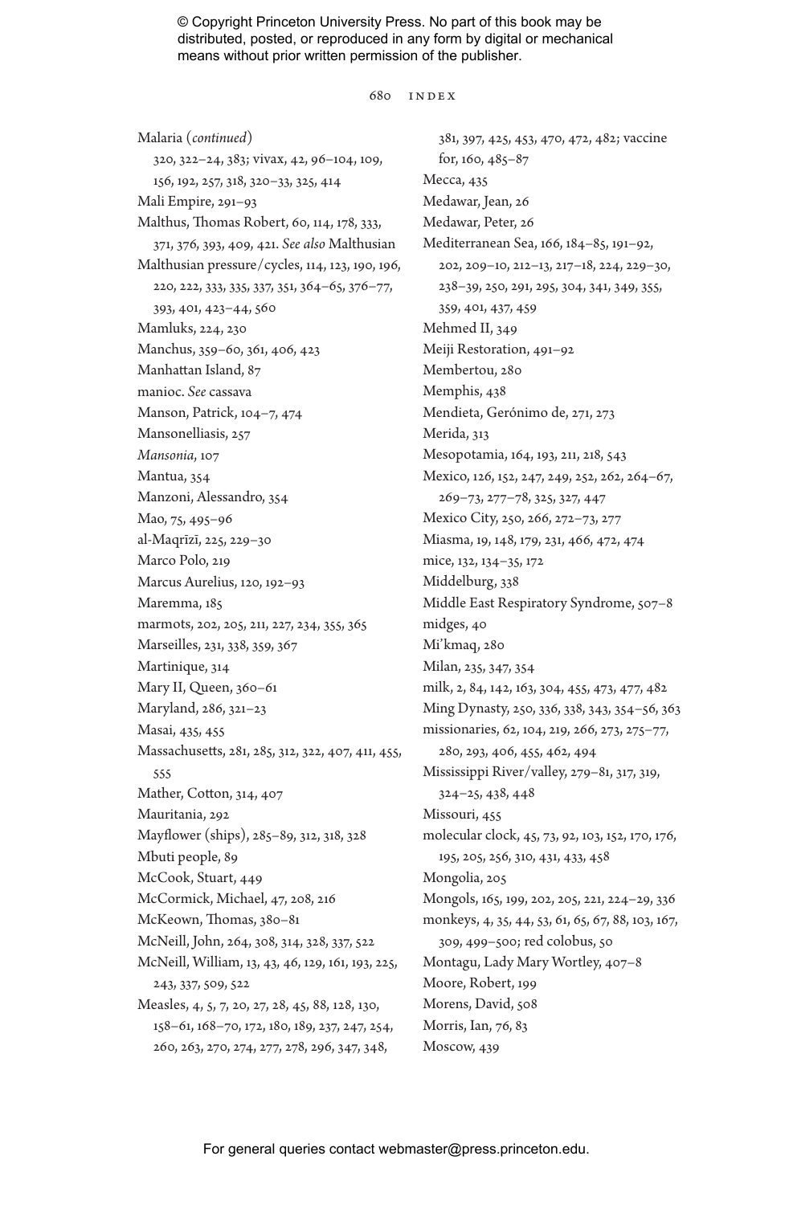Malaria (*continued*)
320, 322–24, 383; vivax, 42, 96–104, 109, 156, 192, 257, 318, 320–33, 325, 414

Mali Empire, 291–93

Malthus, Thomas Robert, 60, 114, 178, 333, 371, 376, 393, 409, 421. *See also* Malthusian

Malthusian pressure/cycles, 114, 123, 190, 196, 220, 222, 333, 335, 337, 351, 364–65, 376–77, 393, 401, 423–44, 560

Mamluks, 224, 230

Manchus, 359–60, 361, 406, 423

Manhattan Island, 87

manioc. *See* cassava

Manson, Patrick, 104–7, 474

Mansonelliasis, 257

*Mansonia*, 107

Mantua, 354

Manzoni, Alessandro, 354

Mao, 75, 495–96

al-Maqrīzī, 225, 229–30

Marco Polo, 219

Marcus Aurelius, 120, 192–93

Maremma, 185

marmots, 202, 205, 211, 227, 234, 355, 365

Marseilles, 231, 338, 359, 367

Martinique, 314

Mary II, Queen, 360–61

Maryland, 286, 321–23

Masai, 435, 455

Massachusetts, 281, 285, 312, 322, 407, 411, 455, 555

Mather, Cotton, 314, 407

Mauritania, 292

Mayflower (ships), 285–89, 312, 318, 328

Mbuti people, 89

McCook, Stuart, 449

McCormick, Michael, 47, 208, 216

McKeown, Thomas, 380–81

McNeill, John, 264, 308, 314, 328, 337, 522

McNeill, William, 13, 43, 46, 129, 161, 193, 225, 243, 337, 509, 522

Measles, 4, 5, 7, 20, 27, 28, 45, 88, 128, 130, 158–61, 168–70, 172, 180, 189, 237, 247, 254, 260, 263, 270, 274, 277, 278, 296, 347, 348, 381, 397, 425, 453, 470, 472, 482; vaccine for, 160, 485–87

Mecca, 435

Medawar, Jean, 26

Medawar, Peter, 26

Mediterranean Sea, 166, 184–85, 191–92, 202, 209–10, 212–13, 217–18, 224, 229–30, 238–39, 250, 291, 295, 304, 341, 349, 355, 359, 401, 437, 459

Mehmed II, 349

Meiji Restoration, 491–92

Membertou, 280

Memphis, 438

Mendieta, Gerónimo de, 271, 273

Merida, 313

Mesopotamia, 164, 193, 211, 218, 543

Mexico, 126, 152, 247, 249, 252, 262, 264–67, 269–73, 277–78, 325, 327, 447

Mexico City, 250, 266, 272–73, 277

Miasma, 19, 148, 179, 231, 466, 472, 474

mice, 132, 134–35, 172

Middelburg, 338

Middle East Respiratory Syndrome, 507–8

midges, 40

Mi'kmaq, 280

Milan, 235, 347, 354

milk, 2, 84, 142, 163, 304, 455, 473, 477, 482

Ming Dynasty, 250, 336, 338, 343, 354–56, 363

missionaries, 62, 104, 219, 266, 273, 275–77, 280, 293, 406, 455, 462, 494

Mississippi River/valley, 279–81, 317, 319, 324–25, 438, 448

Missouri, 455

molecular clock, 45, 73, 92, 103, 152, 170, 176, 195, 205, 256, 310, 431, 433, 458

Mongolia, 205

Mongols, 165, 199, 202, 205, 221, 224–29, 336

monkeys, 4, 35, 44, 53, 61, 65, 67, 88, 103, 167, 309, 499–500; red colobus, 50

Montagu, Lady Mary Wortley, 407–8

Moore, Robert, 199

Morens, David, 508

Morris, Ian, 76, 83

Moscow, 439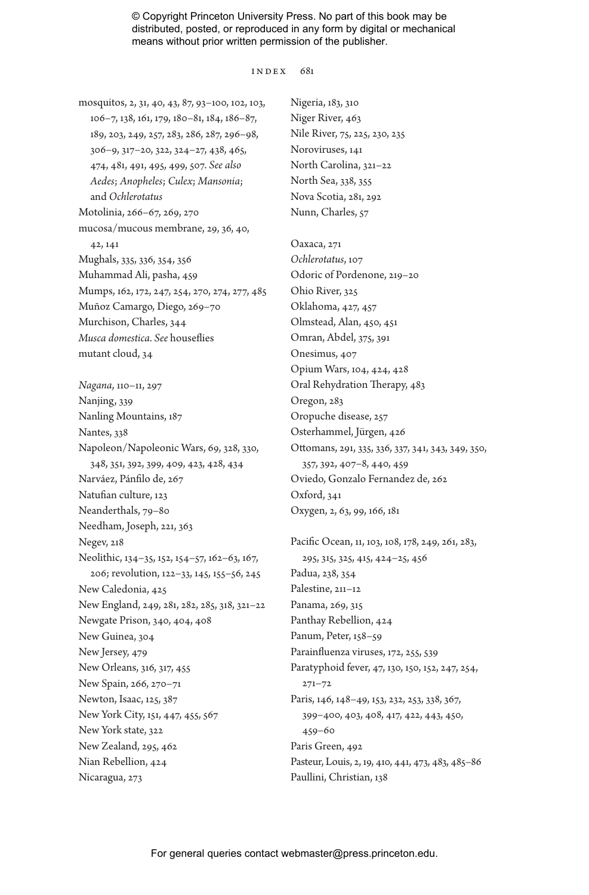mosquitos, 2, 31, 40, 43, 87, 93–100, 102, 103, 106–7, 138, 161, 179, 180–81, 184, 186–87, 189, 203, 249, 257, 283, 286, 287, 296–98, 306–9, 317–20, 322, 324–27, 438, 465, 474, 481, 491, 495, 499, 507. *See also* *Aedes*; *Anopheles*; *Culex*; *Mansonia*; and *Ochlerotatus*

Motolinia, 266–67, 269, 270

mucosa/mucous membrane, 29, 36, 40, 42, 141

Mughals, 335, 336, 354, 356

Muhammad Ali, pasha, 459

Mumps, 162, 172, 247, 254, 270, 274, 277, 485

Muñoz Camargo, Diego, 269–70

Murchison, Charles, 344

*Musca domestica*. *See* houseflies

mutant cloud, 34

*Nagana*, 110–11, 297

Nanjing, 339

Nanling Mountains, 187

Nantes, 338

Napoleon/Napoleonic Wars, 69, 328, 330, 348, 351, 392, 399, 409, 423, 428, 434

Narváez, Pánfilo de, 267

Natufian culture, 123

Neanderthals, 79–80

Needham, Joseph, 221, 363

Negev, 218

Neolithic, 134–35, 152, 154–57, 162–63, 167, 206; revolution, 122–33, 145, 155–56, 245

New Caledonia, 425

New England, 249, 281, 282, 285, 318, 321–22

Newgate Prison, 340, 404, 408

New Guinea, 304

New Jersey, 479

New Orleans, 316, 317, 455

New Spain, 266, 270–71

Newton, Isaac, 125, 387

New York City, 151, 447, 455, 567

New York state, 322

New Zealand, 295, 462

Nian Rebellion, 424

Nicaragua, 273

Nigeria, 183, 310

Niger River, 463

Nile River, 75, 225, 230, 235

Noroviruses, 141

North Carolina, 321–22

North Sea, 338, 355

Nova Scotia, 281, 292

Nunn, Charles, 57

Oaxaca, 271

*Ochlerotatus*, 107

Odoric of Pordenone, 219–20

Ohio River, 325

Oklahoma, 427, 457

Olmstead, Alan, 450, 451

Omran, Abdel, 375, 391

Onesimus, 407

Opium Wars, 104, 424, 428

Oral Rehydration Therapy, 483

Oregon, 283

Oropuche disease, 257

Osterhammel, Jürgen, 426

Ottomans, 291, 335, 336, 337, 341, 343, 349, 350, 357, 392, 407–8, 440, 459

Oviedo, Gonzalo Fernandez de, 262

Oxford, 341

Oxygen, 2, 63, 99, 166, 181

Pacific Ocean, 11, 103, 108, 178, 249, 261, 283, 295, 315, 325, 415, 424–25, 456

Padua, 238, 354

Palestine, 211–12

Panama, 269, 315

Panthay Rebellion, 424

Panum, Peter, 158–59

Parainfluenza viruses, 172, 255, 539

Paratyphoid fever, 47, 130, 150, 152, 247, 254, 271–72

Paris, 146, 148–49, 153, 232, 253, 338, 367, 399–400, 403, 408, 417, 422, 443, 450, 459–60

Paris Green, 492

Pasteur, Louis, 2, 19, 410, 441, 473, 483, 485–86

Paullini, Christian, 138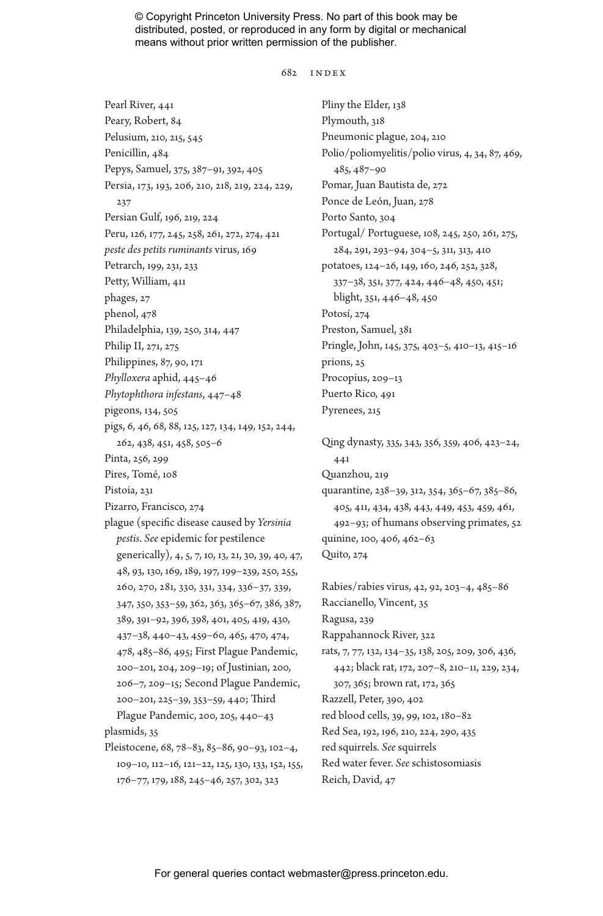Pearl River, 441
Peary, Robert, 84
Pelusium, 210, 215, 545
Penicillin, 484
Pepys, Samuel, 375, 387–91, 392, 405
Persia, 173, 193, 206, 210, 218, 219, 224, 229, 237
Persian Gulf, 196, 219, 224
Peru, 126, 177, 245, 258, 261, 272, 274, 421
*peste des petits ruminants* virus, 169
Petrarch, 199, 231, 233
Petty, William, 411
phages, 27
phenol, 478
Philadelphia, 139, 250, 314, 447
Philip II, 271, 275
Philippines, 87, 90, 171
*Phylloxera* aphid, 445–46
*Phytophthora infestans*, 447–48
pigeons, 134, 505
pigs, 6, 46, 68, 88, 125, 127, 134, 149, 152, 244, 262, 438, 451, 458, 505–6
Pinta, 256, 299
Pires, Tomé, 108
Pistoia, 231
Pizarro, Francisco, 274
plague (specific disease caused by *Yersinia pestis*. *See* epidemic for pestilence generically), 4, 5, 7, 10, 13, 21, 30, 39, 40, 47, 48, 93, 130, 169, 189, 197, 199–239, 250, 255, 260, 270, 281, 330, 331, 334, 336–37, 339, 347, 350, 353–59, 362, 363, 365–67, 386, 387, 389, 391–92, 396, 398, 401, 405, 419, 430, 437–38, 440–43, 459–60, 465, 470, 474, 478, 485–86, 495; First Plague Pandemic, 200–201, 204, 209–19; of Justinian, 200, 206–7, 209–15; Second Plague Pandemic, 200–201, 225–39, 353–59, 440; Third Plague Pandemic, 200, 205, 440–43
plasmids, 35
Pleistocene, 68, 78–83, 85–86, 90–93, 102–4, 109–10, 112–16, 121–22, 125, 130, 133, 152, 155, 176–77, 179, 188, 245–46, 257, 302, 323
Pliny the Elder, 138
Plymouth, 318
Pneumonic plague, 204, 210
Polio/poliomyelitis/polio virus, 4, 34, 87, 469, 485, 487–90
Pomar, Juan Bautista de, 272
Ponce de León, Juan, 278
Porto Santo, 304
Portugal/ Portuguese, 108, 245, 250, 261, 275, 284, 291, 293–94, 304–5, 311, 313, 410
potatoes, 124–26, 149, 160, 246, 252, 328, 337–38, 351, 377, 424, 446–48, 450, 451; blight, 351, 446–48, 450
Potosí, 274
Preston, Samuel, 381
Pringle, John, 145, 375, 403–5, 410–13, 415–16
prions, 25
Procopius, 209–13
Puerto Rico, 491
Pyrenees, 215

Qing dynasty, 335, 343, 356, 359, 406, 423–24, 441
Quanzhou, 219
quarantine, 238–39, 312, 354, 365–67, 385–86, 405, 411, 434, 438, 443, 449, 453, 459, 461, 492–93; of humans observing primates, 52
quinine, 100, 406, 462–63
Quito, 274

Rabies/rabies virus, 42, 92, 203–4, 485–86
Raccianello, Vincent, 35
Ragusa, 239
Rappahannock River, 322
rats, 7, 77, 132, 134–35, 138, 205, 209, 306, 436, 442; black rat, 172, 207–8, 210–11, 229, 234, 307, 365; brown rat, 172, 365
Razzell, Peter, 390, 402
red blood cells, 39, 99, 102, 180–82
Red Sea, 192, 196, 210, 224, 290, 435
red squirrels. *See* squirrels
Red water fever. *See* schistosomiasis
Reich, David, 47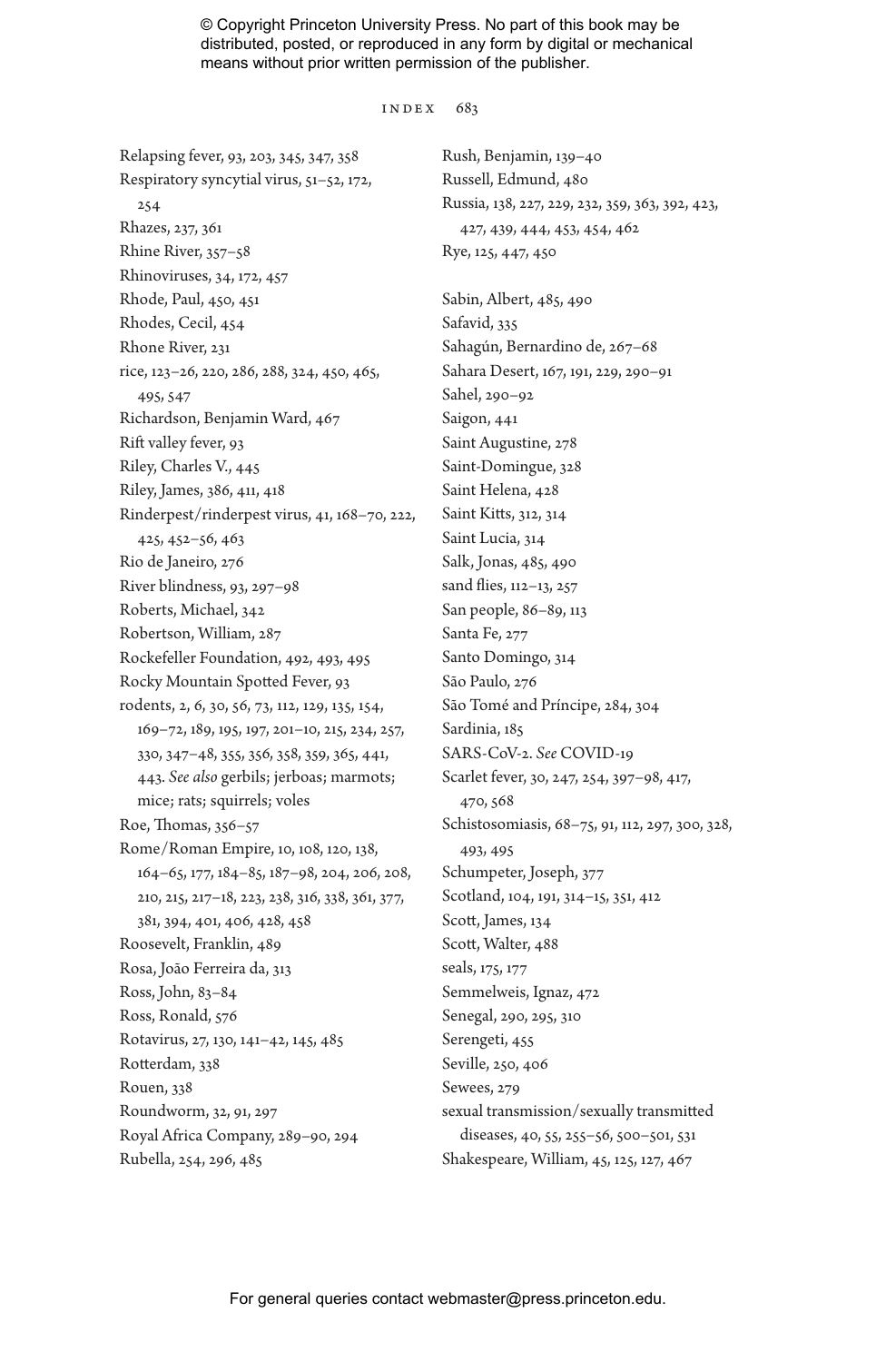Relapsing fever, 93, 203, 345, 347, 358
Respiratory syncytial virus, 51–52, 172, 254
Rhazes, 237, 361
Rhine River, 357–58
Rhinoviruses, 34, 172, 457
Rhode, Paul, 450, 451
Rhodes, Cecil, 454
Rhone River, 231
rice, 123–26, 220, 286, 288, 324, 450, 465, 495, 547
Richardson, Benjamin Ward, 467
Rift valley fever, 93
Riley, Charles V., 445
Riley, James, 386, 411, 418
Rinderpest/rinderpest virus, 41, 168–70, 222, 425, 452–56, 463
Rio de Janeiro, 276
River blindness, 93, 297–98
Roberts, Michael, 342
Robertson, William, 287
Rockefeller Foundation, 492, 493, 495
Rocky Mountain Spotted Fever, 93
rodents, 2, 6, 30, 56, 73, 112, 129, 135, 154, 169–72, 189, 195, 197, 201–10, 215, 234, 257, 330, 347–48, 355, 356, 358, 359, 365, 441, 443. *See also* gerbils; jerboas; marmots; mice; rats; squirrels; voles
Roe, Thomas, 356–57
Rome/Roman Empire, 10, 108, 120, 138, 164–65, 177, 184–85, 187–98, 204, 206, 208, 210, 215, 217–18, 223, 238, 316, 338, 361, 377, 381, 394, 401, 406, 428, 458
Roosevelt, Franklin, 489
Rosa, João Ferreira da, 313
Ross, John, 83–84
Ross, Ronald, 576
Rotavirus, 27, 130, 141–42, 145, 485
Rotterdam, 338
Rouen, 338
Roundworm, 32, 91, 297
Royal Africa Company, 289–90, 294
Rubella, 254, 296, 485
Rush, Benjamin, 139–40
Russell, Edmund, 480
Russia, 138, 227, 229, 232, 359, 363, 392, 423, 427, 439, 444, 453, 454, 462
Rye, 125, 447, 450

Sabin, Albert, 485, 490
Safavid, 335
Sahagún, Bernardino de, 267–68
Sahara Desert, 167, 191, 229, 290–91
Sahel, 290–92
Saigon, 441
Saint Augustine, 278
Saint-Domingue, 328
Saint Helena, 428
Saint Kitts, 312, 314
Saint Lucia, 314
Salk, Jonas, 485, 490
sand flies, 112–13, 257
San people, 86–89, 113
Santa Fe, 277
Santo Domingo, 314
São Paulo, 276
São Tomé and Príncipe, 284, 304
Sardinia, 185
SARS-CoV-2. *See* COVID-19
Scarlet fever, 30, 247, 254, 397–98, 417, 470, 568
Schistosomiasis, 68–75, 91, 112, 297, 300, 328, 493, 495
Schumpeter, Joseph, 377
Scotland, 104, 191, 314–15, 351, 412
Scott, James, 134
Scott, Walter, 488
seals, 175, 177
Semmelweis, Ignaz, 472
Senegal, 290, 295, 310
Serengeti, 455
Seville, 250, 406
Sewees, 279
sexual transmission/sexually transmitted diseases, 40, 55, 255–56, 500–501, 531
Shakespeare, William, 45, 125, 127, 467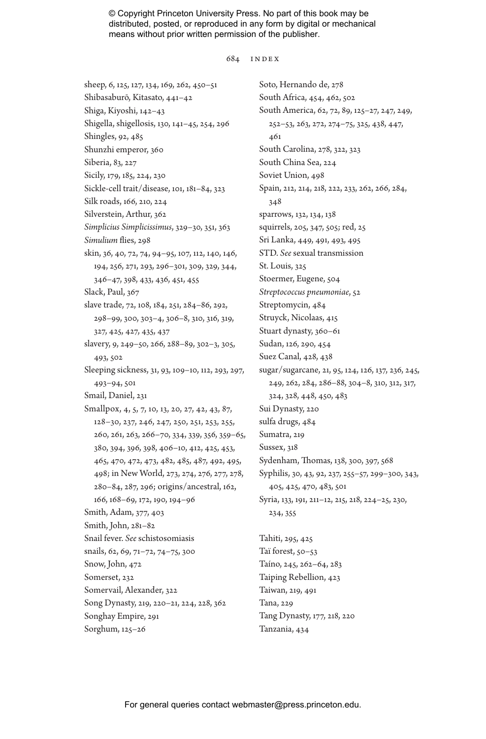sheep, 6, 125, 127, 134, 169, 262, 450–51
Shibasaburō, Kitasato, 441–42
Shiga, Kiyoshi, 142–43
Shigella, shigellosis, 130, 141–45, 254, 296
Shingles, 92, 485
Shunzhi emperor, 360
Siberia, 83, 227
Sicily, 179, 185, 224, 230
Sickle-cell trait/disease, 101, 181–84, 323
Silk roads, 166, 210, 224
Silverstein, Arthur, 362
*Simplicius Simplicissimus*, 329–30, 351, 363
*Simulium* flies, 298
skin, 36, 40, 72, 74, 94–95, 107, 112, 140, 146, 194, 256, 271, 293, 296–301, 309, 329, 344, 346–47, 398, 433, 436, 451, 455
Slack, Paul, 367
slave trade, 72, 108, 184, 251, 284–86, 292, 298–99, 300, 303–4, 306–8, 310, 316, 319, 327, 425, 427, 435, 437
slavery, 9, 249–50, 266, 288–89, 302–3, 305, 493, 502
Sleeping sickness, 31, 93, 109–10, 112, 293, 297, 493–94, 501
Smail, Daniel, 231
Smallpox, 4, 5, 7, 10, 13, 20, 27, 42, 43, 87, 128–30, 237, 246, 247, 250, 251, 253, 255, 260, 261, 263, 266–70, 334, 339, 356, 359–65, 380, 394, 396, 398, 406–10, 412, 425, 453, 465, 470, 472, 473, 482, 485, 487, 492, 495, 498; in New World, 273, 274, 276, 277, 278, 280–84, 287, 296; origins/ancestral, 162, 166, 168–69, 172, 190, 194–96
Smith, Adam, 377, 403
Smith, John, 281–82
Snail fever. *See* schistosomiasis
snails, 62, 69, 71–72, 74–75, 300
Snow, John, 472
Somerset, 232
Somervail, Alexander, 322
Song Dynasty, 219, 220–21, 224, 228, 362
Songhay Empire, 291
Sorghum, 125–26
Soto, Hernando de, 278
South Africa, 454, 462, 502
South America, 62, 72, 89, 125–27, 247, 249, 252–53, 263, 272, 274–75, 325, 438, 447, 461
South Carolina, 278, 322, 323
South China Sea, 224
Soviet Union, 498
Spain, 212, 214, 218, 222, 233, 262, 266, 284, 348
sparrows, 132, 134, 138
squirrels, 205, 347, 505; red, 25
Sri Lanka, 449, 491, 493, 495
STD. *See* sexual transmission
St. Louis, 325
Stoermer, Eugene, 504
*Streptococcus pneumoniae*, 52
Streptomycin, 484
Struyck, Nicolaas, 415
Stuart dynasty, 360–61
Sudan, 126, 290, 454
Suez Canal, 428, 438
sugar/sugarcane, 21, 95, 124, 126, 137, 236, 245, 249, 262, 284, 286–88, 304–8, 310, 312, 317, 324, 328, 448, 450, 483
Sui Dynasty, 220
sulfa drugs, 484
Sumatra, 219
Sussex, 318
Sydenham, Thomas, 138, 300, 397, 568
Syphilis, 30, 43, 92, 237, 255–57, 299–300, 343, 405, 425, 470, 483, 501
Syria, 133, 191, 211–12, 215, 218, 224–25, 230, 234, 355

Tahiti, 295, 425
Taï forest, 50–53
Taíno, 245, 262–64, 283
Taiping Rebellion, 423
Taiwan, 219, 491
Tana, 229
Tang Dynasty, 177, 218, 220
Tanzania, 434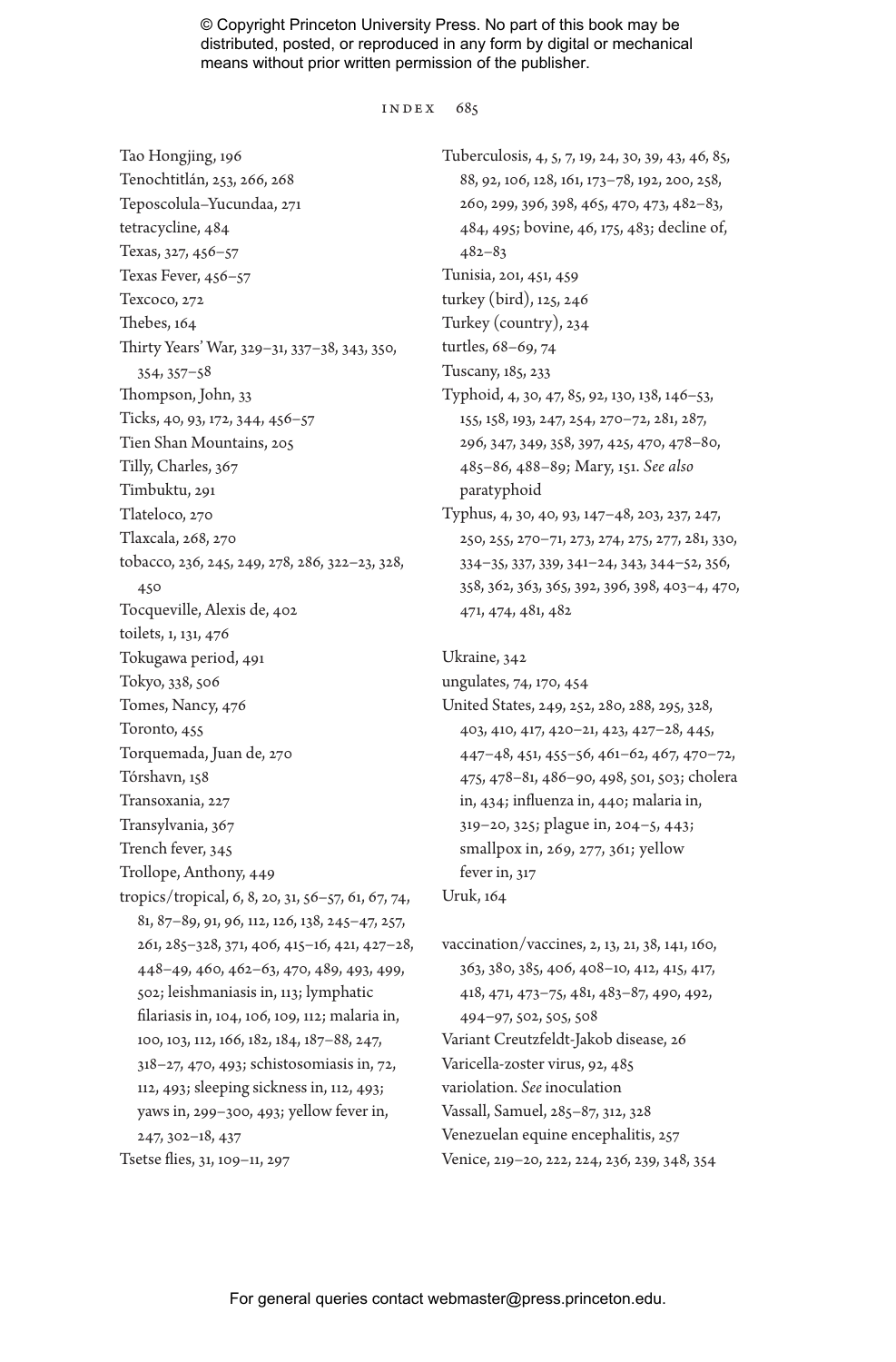Tao Hongjing, 196
Tenochtitlán, 253, 266, 268
Teposcolula–Yucundaa, 271
tetracycline, 484
Texas, 327, 456–57
Texas Fever, 456–57
Texcoco, 272
Thebes, 164
Thirty Years' War, 329–31, 337–38, 343, 350, 354, 357–58
Thompson, John, 33
Ticks, 40, 93, 172, 344, 456–57
Tien Shan Mountains, 205
Tilly, Charles, 367
Timbuktu, 291
Tlateloco, 270
Tlaxcala, 268, 270
tobacco, 236, 245, 249, 278, 286, 322–23, 328, 450
Tocqueville, Alexis de, 402
toilets, 1, 131, 476
Tokugawa period, 491
Tokyo, 338, 506
Tomes, Nancy, 476
Toronto, 455
Torquemada, Juan de, 270
Tórshavn, 158
Transoxania, 227
Transylvania, 367
Trench fever, 345
Trollope, Anthony, 449
tropics/tropical, 6, 8, 20, 31, 56–57, 61, 67, 74, 81, 87–89, 91, 96, 112, 126, 138, 245–47, 257, 261, 285–328, 371, 406, 415–16, 421, 427–28, 448–49, 460, 462–63, 470, 489, 493, 499, 502; leishmaniasis in, 113; lymphatic filariasis in, 104, 106, 109, 112; malaria in, 100, 103, 112, 166, 182, 184, 187–88, 247, 318–27, 470, 493; schistosomiasis in, 72, 112, 493; sleeping sickness in, 112, 493; yaws in, 299–300, 493; yellow fever in, 247, 302–18, 437
Tsetse flies, 31, 109–11, 297
Tuberculosis, 4, 5, 7, 19, 24, 30, 39, 43, 46, 85, 88, 92, 106, 128, 161, 173–78, 192, 200, 258, 260, 299, 396, 398, 465, 470, 473, 482–83, 484, 495; bovine, 46, 175, 483; decline of, 482–83
Tunisia, 201, 451, 459
turkey (bird), 125, 246
Turkey (country), 234
turtles, 68–69, 74
Tuscany, 185, 233
Typhoid, 4, 30, 47, 85, 92, 130, 138, 146–53, 155, 158, 193, 247, 254, 270–72, 281, 287, 296, 347, 349, 358, 397, 425, 470, 478–80, 485–86, 488–89; Mary, 151. *See also* paratyphoid
Typhus, 4, 30, 40, 93, 147–48, 203, 237, 247, 250, 255, 270–71, 273, 274, 275, 277, 281, 330, 334–35, 337, 339, 341–24, 343, 344–52, 356, 358, 362, 363, 365, 392, 396, 398, 403–4, 470, 471, 474, 481, 482

Ukraine, 342
ungulates, 74, 170, 454
United States, 249, 252, 280, 288, 295, 328, 403, 410, 417, 420–21, 423, 427–28, 445, 447–48, 451, 455–56, 461–62, 467, 470–72, 475, 478–81, 486–90, 498, 501, 503; cholera in, 434; influenza in, 440; malaria in, 319–20, 325; plague in, 204–5, 443; smallpox in, 269, 277, 361; yellow fever in, 317
Uruk, 164

vaccination/vaccines, 2, 13, 21, 38, 141, 160, 363, 380, 385, 406, 408–10, 412, 415, 417, 418, 471, 473–75, 481, 483–87, 490, 492, 494–97, 502, 505, 508
Variant Creutzfeldt-Jakob disease, 26
Varicella-zoster virus, 92, 485
variolation. *See* inoculation
Vassall, Samuel, 285–87, 312, 328
Venezuelan equine encephalitis, 257
Venice, 219–20, 222, 224, 236, 239, 348, 354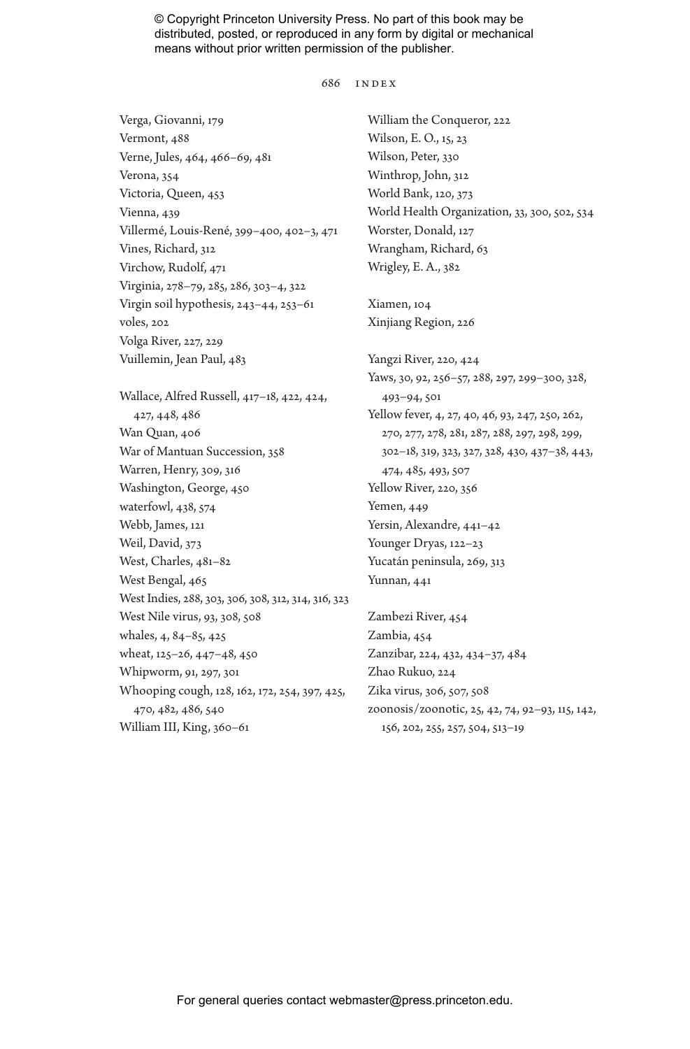Verga, Giovanni, 179
Vermont, 488
Verne, Jules, 464, 466–69, 481
Verona, 354
Victoria, Queen, 453
Vienna, 439
Villermé, Louis-René, 399–400, 402–3, 471
Vines, Richard, 312
Virchow, Rudolf, 471
Virginia, 278–79, 285, 286, 303–4, 322
Virgin soil hypothesis, 243–44, 253–61
voles, 202
Volga River, 227, 229
Vuillemin, Jean Paul, 483

Wallace, Alfred Russell, 417–18, 422, 424, 427, 448, 486
Wan Quan, 406
War of Mantuan Succession, 358
Warren, Henry, 309, 316
Washington, George, 450
waterfowl, 438, 574
Webb, James, 121
Weil, David, 373
West, Charles, 481–82
West Bengal, 465
West Indies, 288, 303, 306, 308, 312, 314, 316, 323
West Nile virus, 93, 308, 508
whales, 4, 84–85, 425
wheat, 125–26, 447–48, 450
Whipworm, 91, 297, 301
Whooping cough, 128, 162, 172, 254, 397, 425, 470, 482, 486, 540
William III, King, 360–61
William the Conqueror, 222
Wilson, E. O., 15, 23
Wilson, Peter, 330
Winthrop, John, 312
World Bank, 120, 373
World Health Organization, 33, 300, 502, 534
Worster, Donald, 127
Wrangham, Richard, 63
Wrigley, E. A., 382

Xiamen, 104
Xinjiang Region, 226

Yangzi River, 220, 424
Yaws, 30, 92, 256–57, 288, 297, 299–300, 328, 493–94, 501
Yellow fever, 4, 27, 40, 46, 93, 247, 250, 262, 270, 277, 278, 281, 287, 288, 297, 298, 299, 302–18, 319, 323, 327, 328, 430, 437–38, 443, 474, 485, 493, 507
Yellow River, 220, 356
Yemen, 449
Yersin, Alexandre, 441–42
Younger Dryas, 122–23
Yucatán peninsula, 269, 313
Yunnan, 441

Zambezi River, 454
Zambia, 454
Zanzibar, 224, 432, 434–37, 484
Zhao Rukuo, 224
Zika virus, 306, 507, 508
zoonosis/zoonotic, 25, 42, 74, 92–93, 115, 142, 156, 202, 255, 257, 504, 513–19